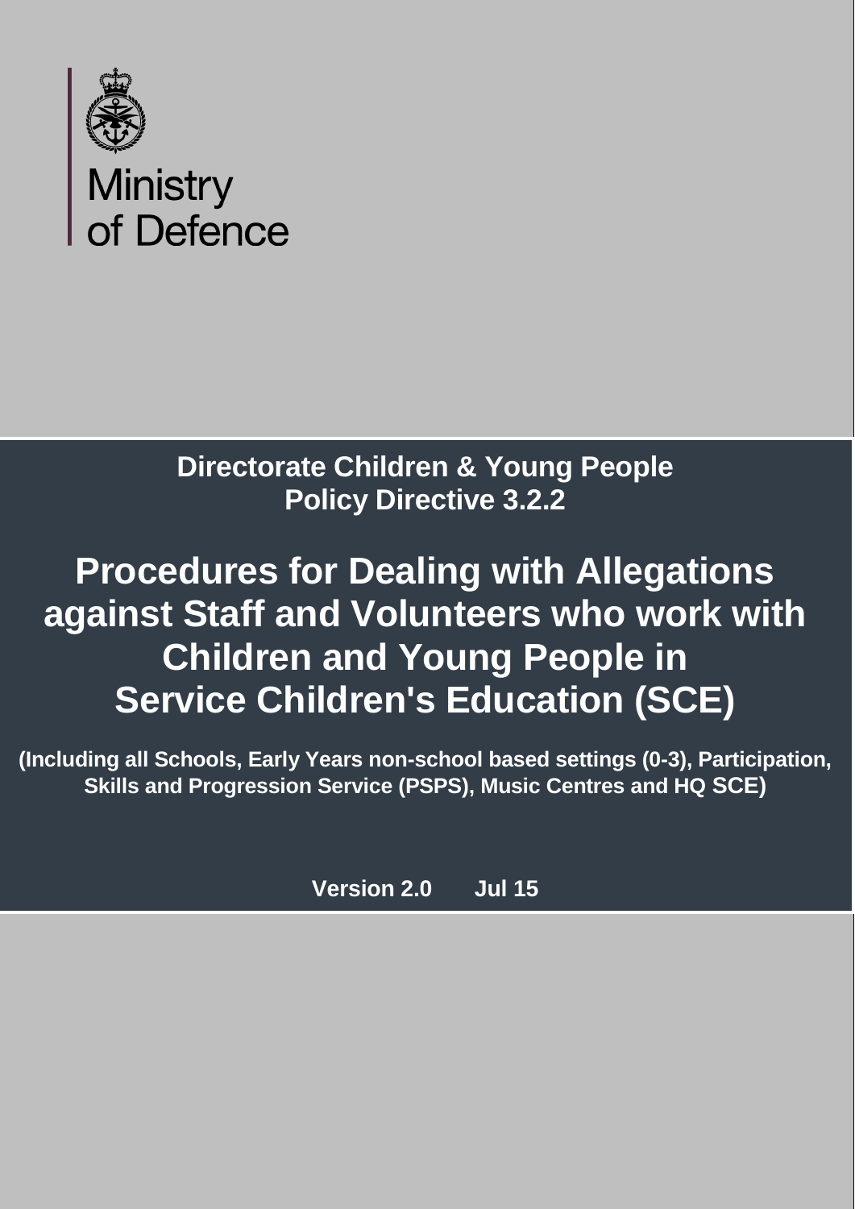Ministry of Defence

**Directorate Children & Young People**
**Policy Directive 3.2.2**

# Procedures for Dealing with Allegations against Staff and Volunteers who work with Children and Young People in Service Children's Education (SCE)

**(Including all Schools, Early Years non-school based settings (0-3), Participation, Skills and Progression Service (PSPS), Music Centres and HQ SCE)**

**Version 2.0 Jul 15**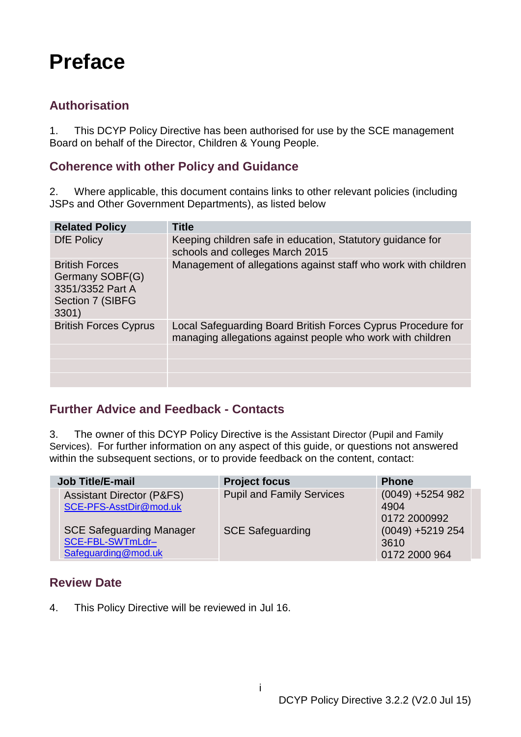# Preface

## Authorisation

1. This DCYP Policy Directive has been authorised for use by the SCE management Board on behalf of the Director, Children & Young People.

## Coherence with other Policy and Guidance

2. Where applicable, this document contains links to other relevant policies (including JSPs and Other Government Departments), as listed below

| Related Policy | Title |
|---|---|
| DfE Policy | Keeping children safe in education, Statutory guidance for schools and colleges March 2015 |
| British Forces Germany SOBF(G) 3351/3352 Part A Section 7 (SIBFG 3301) | Management of allegations against staff who work with children |
| British Forces Cyprus | Local Safeguarding Board British Forces Cyprus Procedure for managing allegations against people who work with children |
| | |
| | |
| | |

## Further Advice and Feedback - Contacts

3. The owner of this DCYP Policy Directive is the Assistant Director (Pupil and Family Services). For further information on any aspect of this guide, or questions not answered within the subsequent sections, or to provide feedback on the content, contact:

| Job Title/E-mail | Project focus | Phone |
|---|---|---|
| Assistant Director (P&FS) SCE-PFS-AsstDir@mod.uk | Pupil and Family Services | (0049) +5254 982 4904 0172 2000992 |
| SCE Safeguarding Manager SCE-FBL-SWTmLdr–Safeguarding@mod.uk | SCE Safeguarding | (0049) +5219 254 3610 0172 2000 964 |

## Review Date

4. This Policy Directive will be reviewed in Jul 16.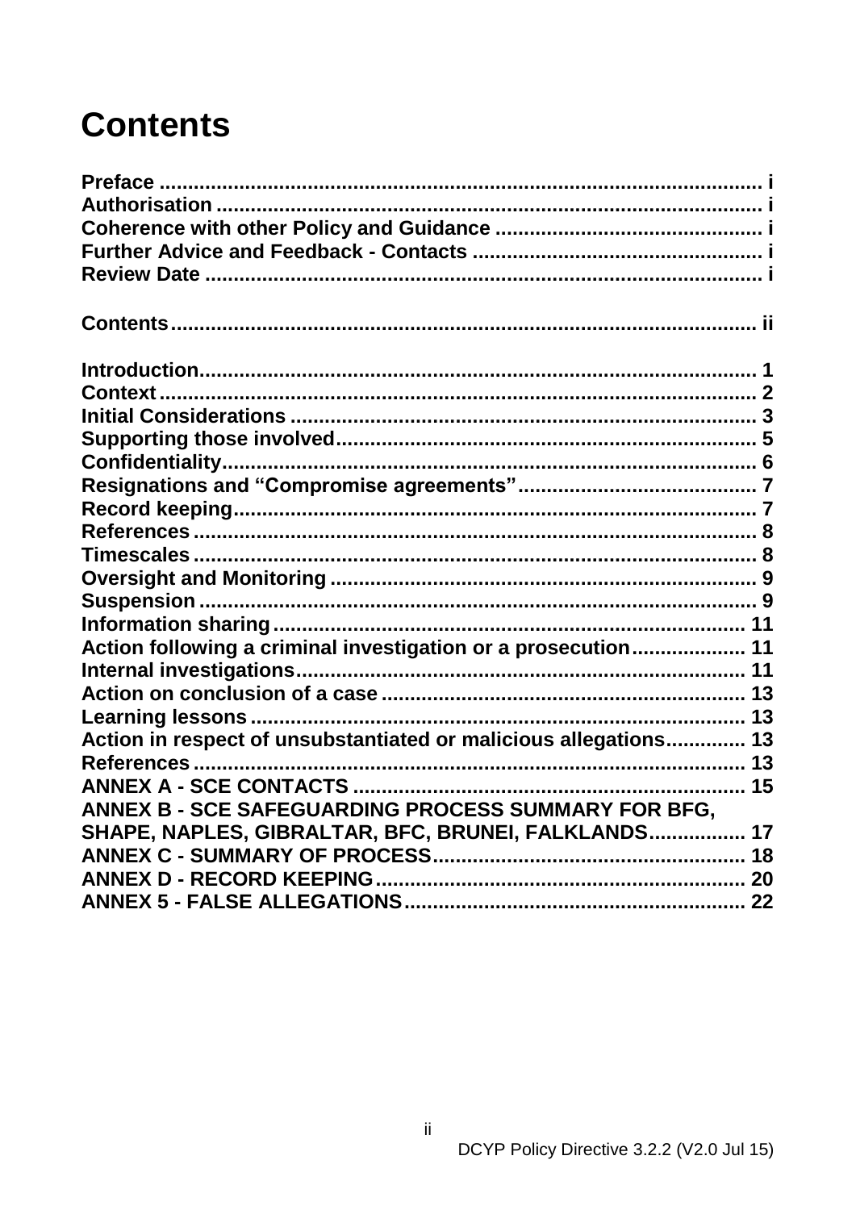# Contents

| | |
|---|---|
| **Preface** | **i** |
| **Authorisation** | **i** |
| **Coherence with other Policy and Guidance** | **i** |
| **Further Advice and Feedback - Contacts** | **i** |
| **Review Date** | **i** |
| | |
| **Contents** | **ii** |
| | |
| **Introduction** | **1** |
| **Context** | **2** |
| **Initial Considerations** | **3** |
| **Supporting those involved** | **5** |
| **Confidentiality** | **6** |
| **Resignations and "Compromise agreements"** | **7** |
| **Record keeping** | **7** |
| **References** | **8** |
| **Timescales** | **8** |
| **Oversight and Monitoring** | **9** |
| **Suspension** | **9** |
| **Information sharing** | **11** |
| **Action following a criminal investigation or a prosecution** | **11** |
| **Internal investigations** | **11** |
| **Action on conclusion of a case** | **13** |
| **Learning lessons** | **13** |
| **Action in respect of unsubstantiated or malicious allegations** | **13** |
| **References** | **13** |
| **ANNEX A - SCE CONTACTS** | **15** |
| **ANNEX B - SCE SAFEGUARDING PROCESS SUMMARY FOR BFG, SHAPE, NAPLES, GIBRALTAR, BFC, BRUNEI, FALKLANDS** | **17** |
| **ANNEX C - SUMMARY OF PROCESS** | **18** |
| **ANNEX D - RECORD KEEPING** | **20** |
| **ANNEX 5 - FALSE ALLEGATIONS** | **22** |

DCYP Policy Directive 3.2.2 (V2.0 Jul 15)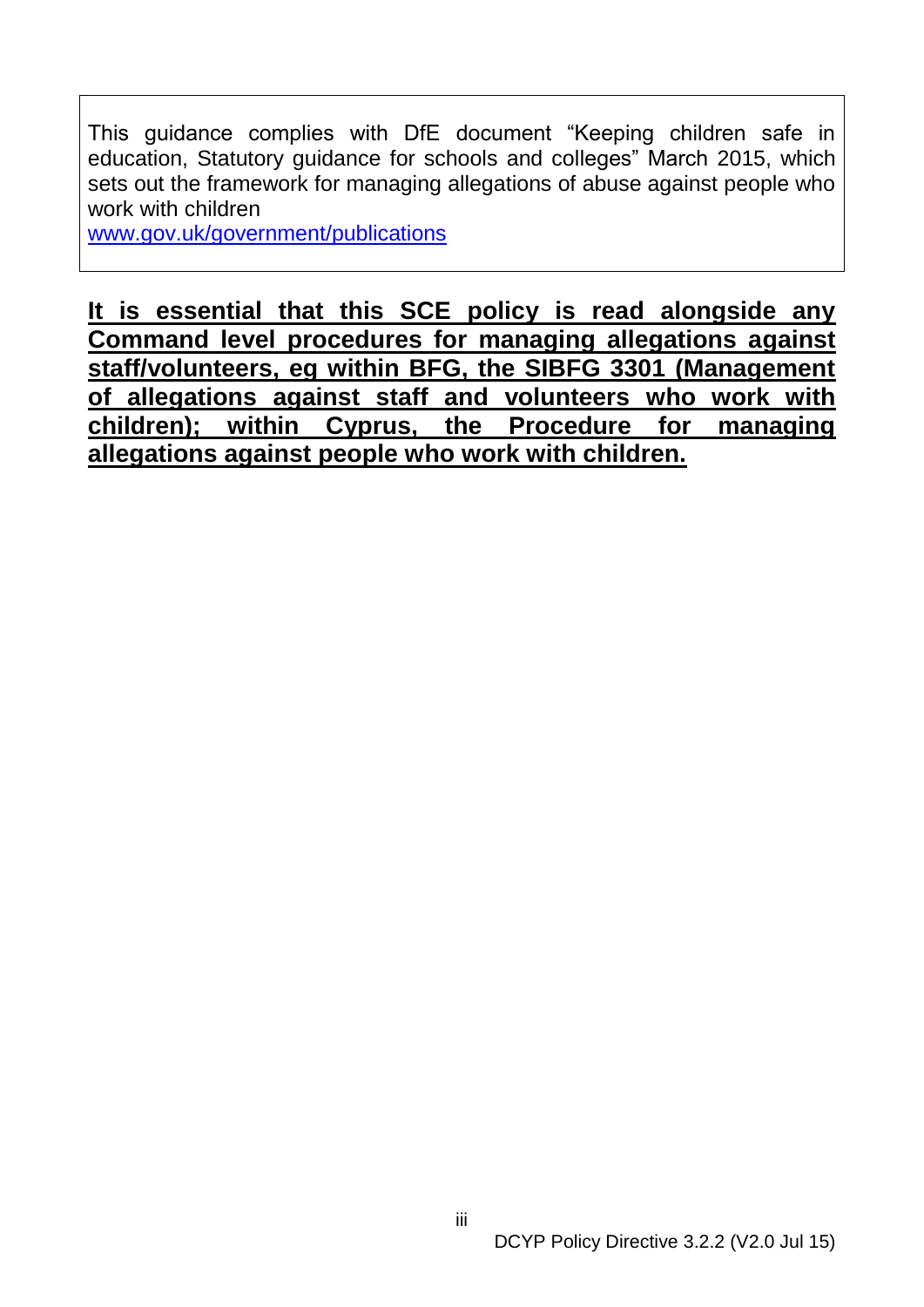This guidance complies with DfE document "Keeping children safe in education, Statutory guidance for schools and colleges" March 2015, which sets out the framework for managing allegations of abuse against people who work with children
[www.gov.uk/government/publications](www.gov.uk/government/publications)

**<u>It is essential that this SCE policy is read alongside any Command level procedures for managing allegations against staff/volunteers, eg within BFG, the SIBFG 3301 (Management of allegations against staff and volunteers who work with children); within Cyprus, the Procedure for managing allegations against people who work with children.</u>**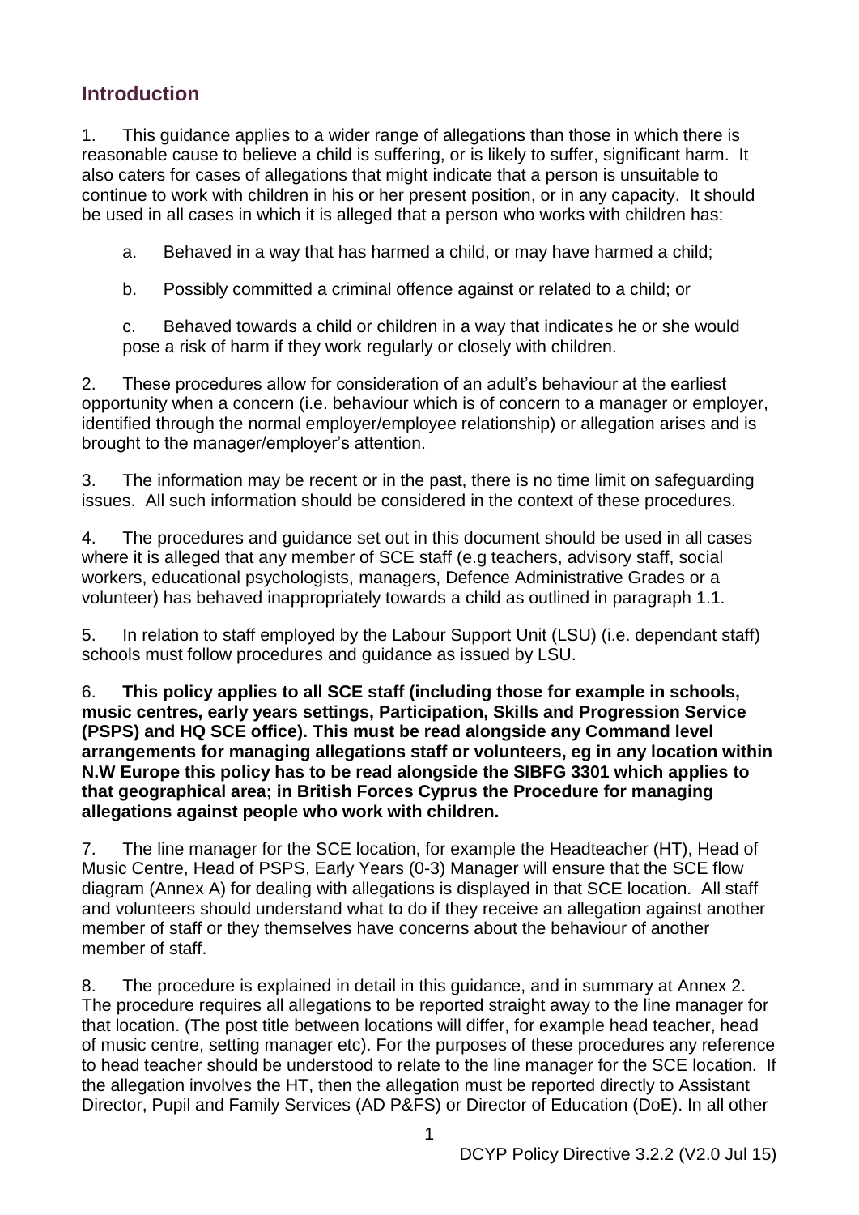## Introduction

1. This guidance applies to a wider range of allegations than those in which there is reasonable cause to believe a child is suffering, or is likely to suffer, significant harm. It also caters for cases of allegations that might indicate that a person is unsuitable to continue to work with children in his or her present position, or in any capacity. It should be used in all cases in which it is alleged that a person who works with children has:

   a. Behaved in a way that has harmed a child, or may have harmed a child;

   b. Possibly committed a criminal offence against or related to a child; or

   c. Behaved towards a child or children in a way that indicates he or she would pose a risk of harm if they work regularly or closely with children.

2. These procedures allow for consideration of an adult's behaviour at the earliest opportunity when a concern (i.e. behaviour which is of concern to a manager or employer, identified through the normal employer/employee relationship) or allegation arises and is brought to the manager/employer's attention.

3. The information may be recent or in the past, there is no time limit on safeguarding issues. All such information should be considered in the context of these procedures.

4. The procedures and guidance set out in this document should be used in all cases where it is alleged that any member of SCE staff (e.g teachers, advisory staff, social workers, educational psychologists, managers, Defence Administrative Grades or a volunteer) has behaved inappropriately towards a child as outlined in paragraph 1.1.

5. In relation to staff employed by the Labour Support Unit (LSU) (i.e. dependant staff) schools must follow procedures and guidance as issued by LSU.

6. **This policy applies to all SCE staff (including those for example in schools, music centres, early years settings, Participation, Skills and Progression Service (PSPS) and HQ SCE office). This must be read alongside any Command level arrangements for managing allegations staff or volunteers, eg in any location within N.W Europe this policy has to be read alongside the SIBFG 3301 which applies to that geographical area; in British Forces Cyprus the Procedure for managing allegations against people who work with children.**

7. The line manager for the SCE location, for example the Headteacher (HT), Head of Music Centre, Head of PSPS, Early Years (0-3) Manager will ensure that the SCE flow diagram (Annex A) for dealing with allegations is displayed in that SCE location. All staff and volunteers should understand what to do if they receive an allegation against another member of staff or they themselves have concerns about the behaviour of another member of staff.

8. The procedure is explained in detail in this guidance, and in summary at Annex 2. The procedure requires all allegations to be reported straight away to the line manager for that location. (The post title between locations will differ, for example head teacher, head of music centre, setting manager etc). For the purposes of these procedures any reference to head teacher should be understood to relate to the line manager for the SCE location. If the allegation involves the HT, then the allegation must be reported directly to Assistant Director, Pupil and Family Services (AD P&FS) or Director of Education (DoE). In all other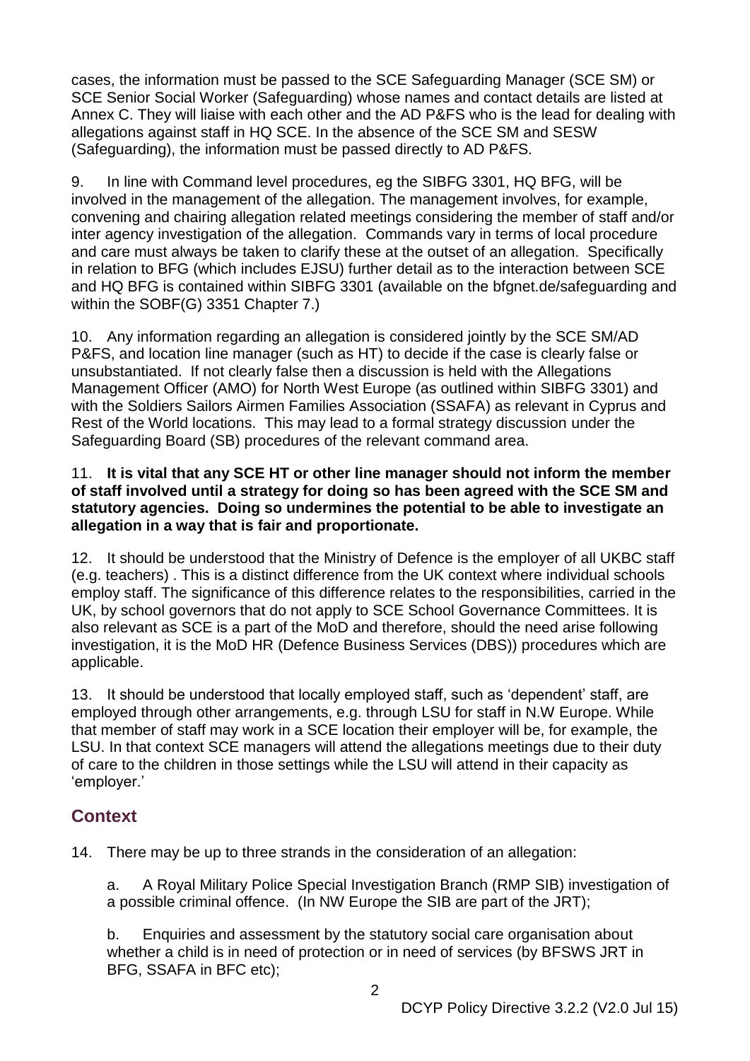cases, the information must be passed to the SCE Safeguarding Manager (SCE SM) or SCE Senior Social Worker (Safeguarding) whose names and contact details are listed at Annex C. They will liaise with each other and the AD P&FS who is the lead for dealing with allegations against staff in HQ SCE. In the absence of the SCE SM and SESW (Safeguarding), the information must be passed directly to AD P&FS.

9. In line with Command level procedures, eg the SIBFG 3301, HQ BFG, will be involved in the management of the allegation. The management involves, for example, convening and chairing allegation related meetings considering the member of staff and/or inter agency investigation of the allegation. Commands vary in terms of local procedure and care must always be taken to clarify these at the outset of an allegation. Specifically in relation to BFG (which includes EJSU) further detail as to the interaction between SCE and HQ BFG is contained within SIBFG 3301 (available on the bfgnet.de/safeguarding and within the SOBF(G) 3351 Chapter 7.)

10. Any information regarding an allegation is considered jointly by the SCE SM/AD P&FS, and location line manager (such as HT) to decide if the case is clearly false or unsubstantiated. If not clearly false then a discussion is held with the Allegations Management Officer (AMO) for North West Europe (as outlined within SIBFG 3301) and with the Soldiers Sailors Airmen Families Association (SSAFA) as relevant in Cyprus and Rest of the World locations. This may lead to a formal strategy discussion under the Safeguarding Board (SB) procedures of the relevant command area.

11. **It is vital that any SCE HT or other line manager should not inform the member of staff involved until a strategy for doing so has been agreed with the SCE SM and statutory agencies. Doing so undermines the potential to be able to investigate an allegation in a way that is fair and proportionate.**

12. It should be understood that the Ministry of Defence is the employer of all UKBC staff (e.g. teachers) . This is a distinct difference from the UK context where individual schools employ staff. The significance of this difference relates to the responsibilities, carried in the UK, by school governors that do not apply to SCE School Governance Committees. It is also relevant as SCE is a part of the MoD and therefore, should the need arise following investigation, it is the MoD HR (Defence Business Services (DBS)) procedures which are applicable.

13. It should be understood that locally employed staff, such as 'dependent' staff, are employed through other arrangements, e.g. through LSU for staff in N.W Europe. While that member of staff may work in a SCE location their employer will be, for example, the LSU. In that context SCE managers will attend the allegations meetings due to their duty of care to the children in those settings while the LSU will attend in their capacity as 'employer.'

## Context

14. There may be up to three strands in the consideration of an allegation:

a. A Royal Military Police Special Investigation Branch (RMP SIB) investigation of a possible criminal offence. (In NW Europe the SIB are part of the JRT);

b. Enquiries and assessment by the statutory social care organisation about whether a child is in need of protection or in need of services (by BFSWS JRT in BFG, SSAFA in BFC etc);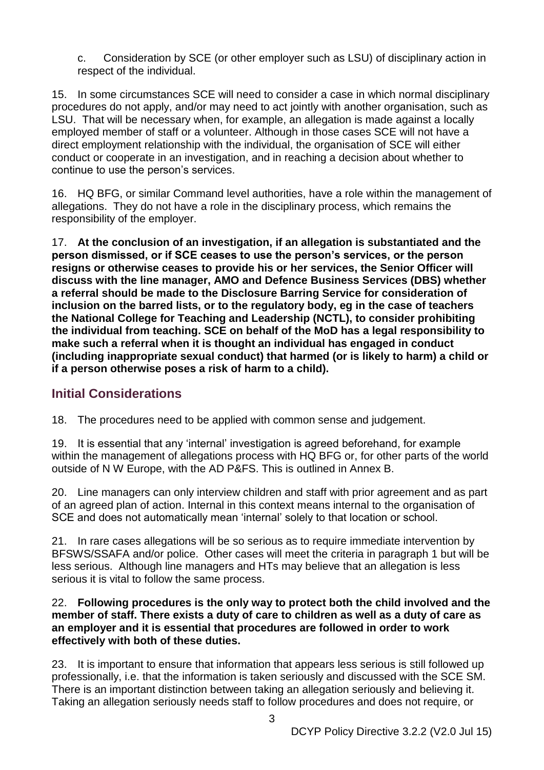c. Consideration by SCE (or other employer such as LSU) of disciplinary action in respect of the individual.

15. In some circumstances SCE will need to consider a case in which normal disciplinary procedures do not apply, and/or may need to act jointly with another organisation, such as LSU. That will be necessary when, for example, an allegation is made against a locally employed member of staff or a volunteer. Although in those cases SCE will not have a direct employment relationship with the individual, the organisation of SCE will either conduct or cooperate in an investigation, and in reaching a decision about whether to continue to use the person's services.

16. HQ BFG, or similar Command level authorities, have a role within the management of allegations. They do not have a role in the disciplinary process, which remains the responsibility of the employer.

17. **At the conclusion of an investigation, if an allegation is substantiated and the person dismissed, or if SCE ceases to use the person's services, or the person resigns or otherwise ceases to provide his or her services, the Senior Officer will discuss with the line manager, AMO and Defence Business Services (DBS) whether a referral should be made to the Disclosure Barring Service for consideration of inclusion on the barred lists, or to the regulatory body, eg in the case of teachers the National College for Teaching and Leadership (NCTL), to consider prohibiting the individual from teaching. SCE on behalf of the MoD has a legal responsibility to make such a referral when it is thought an individual has engaged in conduct (including inappropriate sexual conduct) that harmed (or is likely to harm) a child or if a person otherwise poses a risk of harm to a child).**

## Initial Considerations

18. The procedures need to be applied with common sense and judgement.

19. It is essential that any 'internal' investigation is agreed beforehand, for example within the management of allegations process with HQ BFG or, for other parts of the world outside of N W Europe, with the AD P&FS. This is outlined in Annex B.

20. Line managers can only interview children and staff with prior agreement and as part of an agreed plan of action. Internal in this context means internal to the organisation of SCE and does not automatically mean 'internal' solely to that location or school.

21. In rare cases allegations will be so serious as to require immediate intervention by BFSWS/SSAFA and/or police. Other cases will meet the criteria in paragraph 1 but will be less serious. Although line managers and HTs may believe that an allegation is less serious it is vital to follow the same process.

22. **Following procedures is the only way to protect both the child involved and the member of staff. There exists a duty of care to children as well as a duty of care as an employer and it is essential that procedures are followed in order to work effectively with both of these duties.**

23. It is important to ensure that information that appears less serious is still followed up professionally, i.e. that the information is taken seriously and discussed with the SCE SM. There is an important distinction between taking an allegation seriously and believing it. Taking an allegation seriously needs staff to follow procedures and does not require, or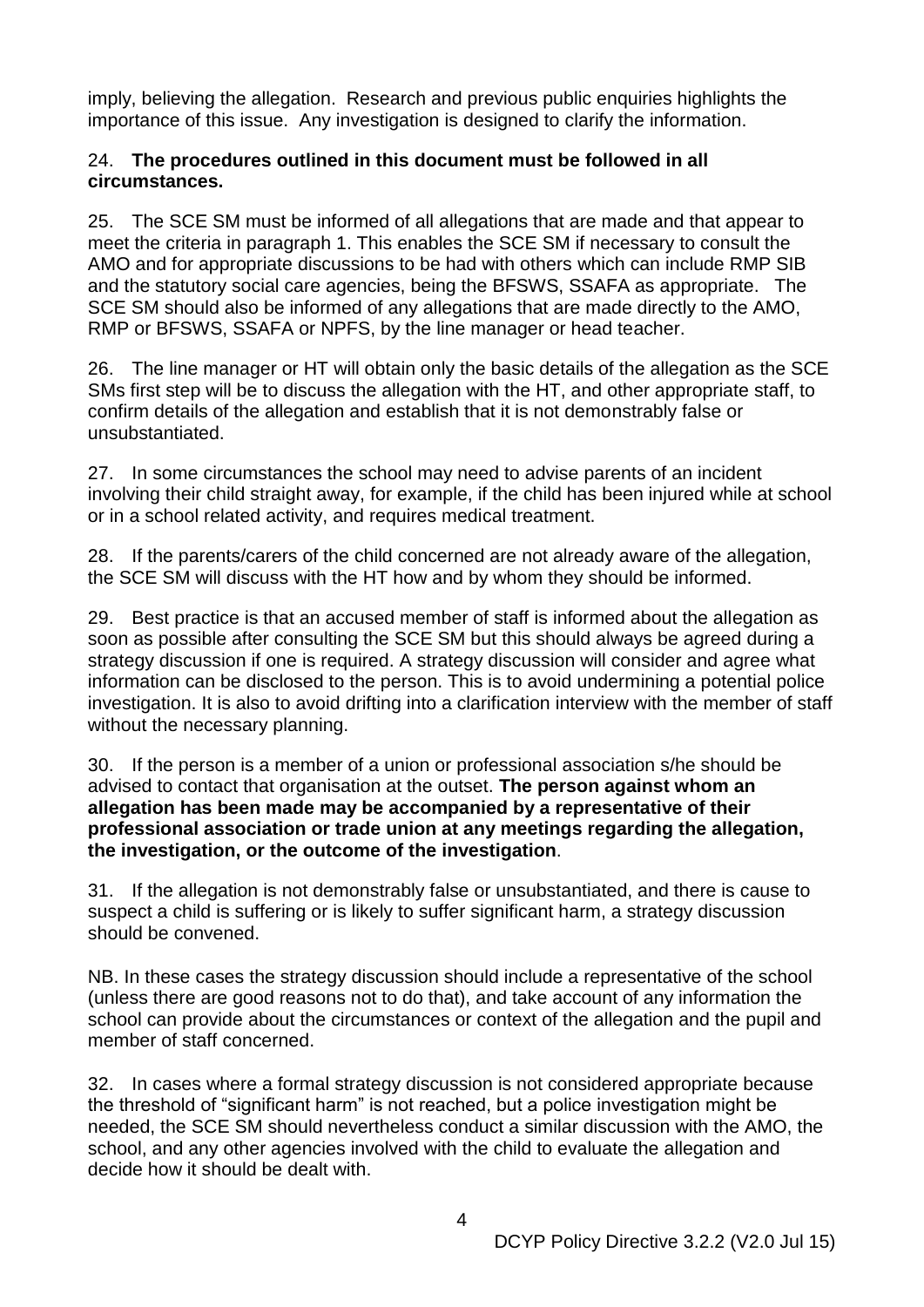imply, believing the allegation. Research and previous public enquiries highlights the importance of this issue. Any investigation is designed to clarify the information.

24. **The procedures outlined in this document must be followed in all circumstances.**

25. The SCE SM must be informed of all allegations that are made and that appear to meet the criteria in paragraph 1. This enables the SCE SM if necessary to consult the AMO and for appropriate discussions to be had with others which can include RMP SIB and the statutory social care agencies, being the BFSWS, SSAFA as appropriate. The SCE SM should also be informed of any allegations that are made directly to the AMO, RMP or BFSWS, SSAFA or NPFS, by the line manager or head teacher.

26. The line manager or HT will obtain only the basic details of the allegation as the SCE SMs first step will be to discuss the allegation with the HT, and other appropriate staff, to confirm details of the allegation and establish that it is not demonstrably false or unsubstantiated.

27. In some circumstances the school may need to advise parents of an incident involving their child straight away, for example, if the child has been injured while at school or in a school related activity, and requires medical treatment.

28. If the parents/carers of the child concerned are not already aware of the allegation, the SCE SM will discuss with the HT how and by whom they should be informed.

29. Best practice is that an accused member of staff is informed about the allegation as soon as possible after consulting the SCE SM but this should always be agreed during a strategy discussion if one is required. A strategy discussion will consider and agree what information can be disclosed to the person. This is to avoid undermining a potential police investigation. It is also to avoid drifting into a clarification interview with the member of staff without the necessary planning.

30. If the person is a member of a union or professional association s/he should be advised to contact that organisation at the outset. **The person against whom an allegation has been made may be accompanied by a representative of their professional association or trade union at any meetings regarding the allegation, the investigation, or the outcome of the investigation**.

31. If the allegation is not demonstrably false or unsubstantiated, and there is cause to suspect a child is suffering or is likely to suffer significant harm, a strategy discussion should be convened.

NB. In these cases the strategy discussion should include a representative of the school (unless there are good reasons not to do that), and take account of any information the school can provide about the circumstances or context of the allegation and the pupil and member of staff concerned.

32. In cases where a formal strategy discussion is not considered appropriate because the threshold of "significant harm" is not reached, but a police investigation might be needed, the SCE SM should nevertheless conduct a similar discussion with the AMO, the school, and any other agencies involved with the child to evaluate the allegation and decide how it should be dealt with.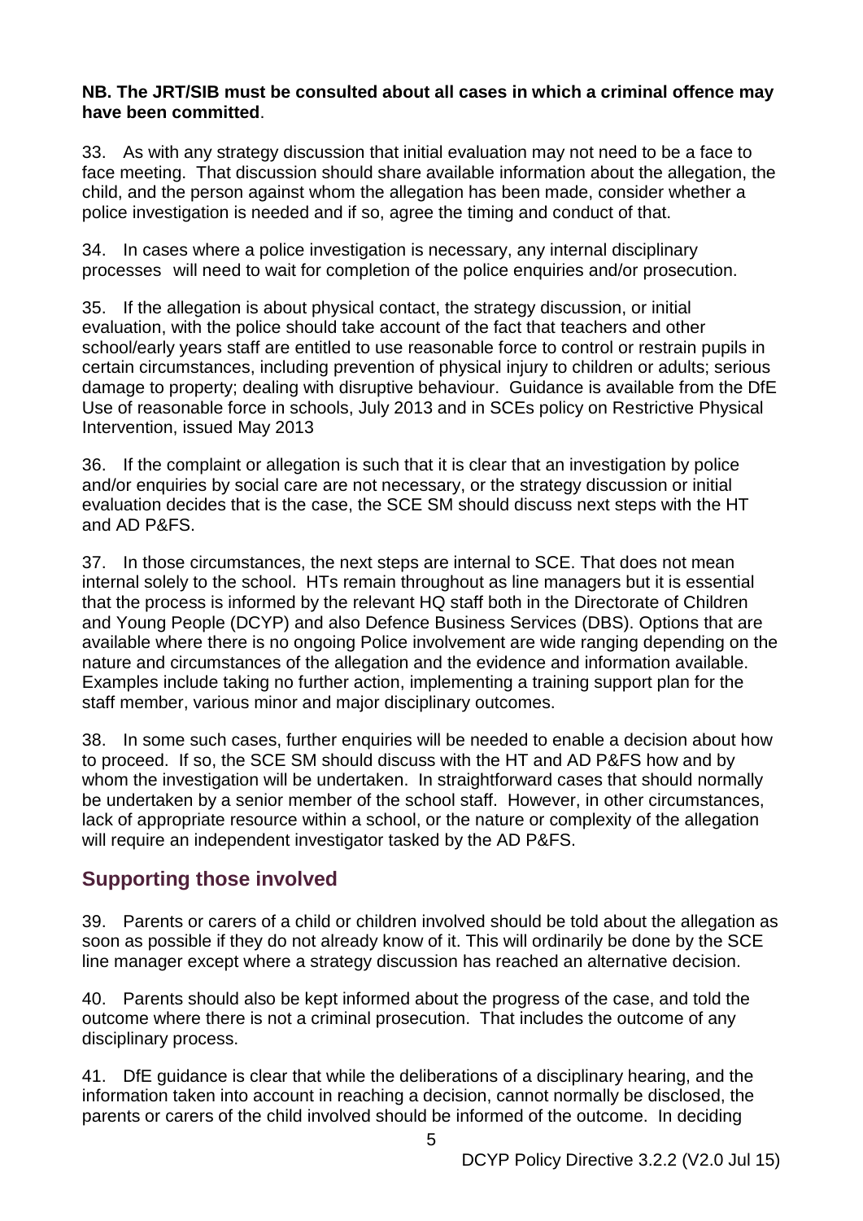**NB. The JRT/SIB must be consulted about all cases in which a criminal offence may have been committed**.

33. As with any strategy discussion that initial evaluation may not need to be a face to face meeting. That discussion should share available information about the allegation, the child, and the person against whom the allegation has been made, consider whether a police investigation is needed and if so, agree the timing and conduct of that.

34. In cases where a police investigation is necessary, any internal disciplinary processes will need to wait for completion of the police enquiries and/or prosecution.

35. If the allegation is about physical contact, the strategy discussion, or initial evaluation, with the police should take account of the fact that teachers and other school/early years staff are entitled to use reasonable force to control or restrain pupils in certain circumstances, including prevention of physical injury to children or adults; serious damage to property; dealing with disruptive behaviour. Guidance is available from the DfE Use of reasonable force in schools, July 2013 and in SCEs policy on Restrictive Physical Intervention, issued May 2013

36. If the complaint or allegation is such that it is clear that an investigation by police and/or enquiries by social care are not necessary, or the strategy discussion or initial evaluation decides that is the case, the SCE SM should discuss next steps with the HT and AD P&FS.

37. In those circumstances, the next steps are internal to SCE. That does not mean internal solely to the school. HTs remain throughout as line managers but it is essential that the process is informed by the relevant HQ staff both in the Directorate of Children and Young People (DCYP) and also Defence Business Services (DBS). Options that are available where there is no ongoing Police involvement are wide ranging depending on the nature and circumstances of the allegation and the evidence and information available. Examples include taking no further action, implementing a training support plan for the staff member, various minor and major disciplinary outcomes.

38. In some such cases, further enquiries will be needed to enable a decision about how to proceed. If so, the SCE SM should discuss with the HT and AD P&FS how and by whom the investigation will be undertaken. In straightforward cases that should normally be undertaken by a senior member of the school staff. However, in other circumstances, lack of appropriate resource within a school, or the nature or complexity of the allegation will require an independent investigator tasked by the AD P&FS.

## Supporting those involved

39. Parents or carers of a child or children involved should be told about the allegation as soon as possible if they do not already know of it. This will ordinarily be done by the SCE line manager except where a strategy discussion has reached an alternative decision.

40. Parents should also be kept informed about the progress of the case, and told the outcome where there is not a criminal prosecution. That includes the outcome of any disciplinary process.

41. DfE guidance is clear that while the deliberations of a disciplinary hearing, and the information taken into account in reaching a decision, cannot normally be disclosed, the parents or carers of the child involved should be informed of the outcome. In deciding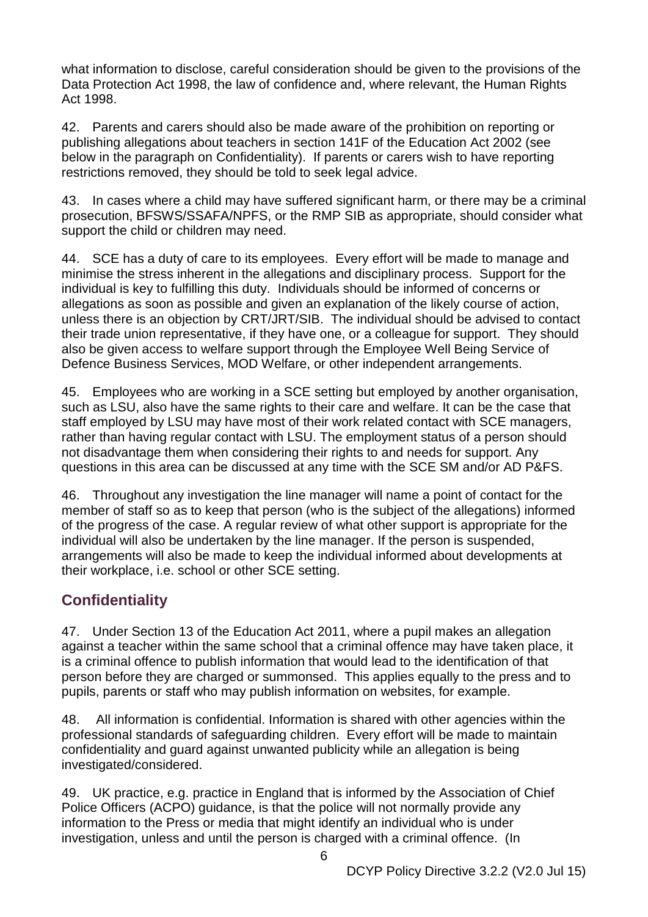what information to disclose, careful consideration should be given to the provisions of the Data Protection Act 1998, the law of confidence and, where relevant, the Human Rights Act 1998.

42. Parents and carers should also be made aware of the prohibition on reporting or publishing allegations about teachers in section 141F of the Education Act 2002 (see below in the paragraph on Confidentiality). If parents or carers wish to have reporting restrictions removed, they should be told to seek legal advice.

43. In cases where a child may have suffered significant harm, or there may be a criminal prosecution, BFSWS/SSAFA/NPFS, or the RMP SIB as appropriate, should consider what support the child or children may need.

44. SCE has a duty of care to its employees. Every effort will be made to manage and minimise the stress inherent in the allegations and disciplinary process. Support for the individual is key to fulfilling this duty. Individuals should be informed of concerns or allegations as soon as possible and given an explanation of the likely course of action, unless there is an objection by CRT/JRT/SIB. The individual should be advised to contact their trade union representative, if they have one, or a colleague for support. They should also be given access to welfare support through the Employee Well Being Service of Defence Business Services, MOD Welfare, or other independent arrangements.

45. Employees who are working in a SCE setting but employed by another organisation, such as LSU, also have the same rights to their care and welfare. It can be the case that staff employed by LSU may have most of their work related contact with SCE managers, rather than having regular contact with LSU. The employment status of a person should not disadvantage them when considering their rights to and needs for support. Any questions in this area can be discussed at any time with the SCE SM and/or AD P&FS.

46. Throughout any investigation the line manager will name a point of contact for the member of staff so as to keep that person (who is the subject of the allegations) informed of the progress of the case. A regular review of what other support is appropriate for the individual will also be undertaken by the line manager. If the person is suspended, arrangements will also be made to keep the individual informed about developments at their workplace, i.e. school or other SCE setting.

## Confidentiality

47. Under Section 13 of the Education Act 2011, where a pupil makes an allegation against a teacher within the same school that a criminal offence may have taken place, it is a criminal offence to publish information that would lead to the identification of that person before they are charged or summonsed. This applies equally to the press and to pupils, parents or staff who may publish information on websites, for example.

48. All information is confidential. Information is shared with other agencies within the professional standards of safeguarding children. Every effort will be made to maintain confidentiality and guard against unwanted publicity while an allegation is being investigated/considered.

49. UK practice, e.g. practice in England that is informed by the Association of Chief Police Officers (ACPO) guidance, is that the police will not normally provide any information to the Press or media that might identify an individual who is under investigation, unless and until the person is charged with a criminal offence. (In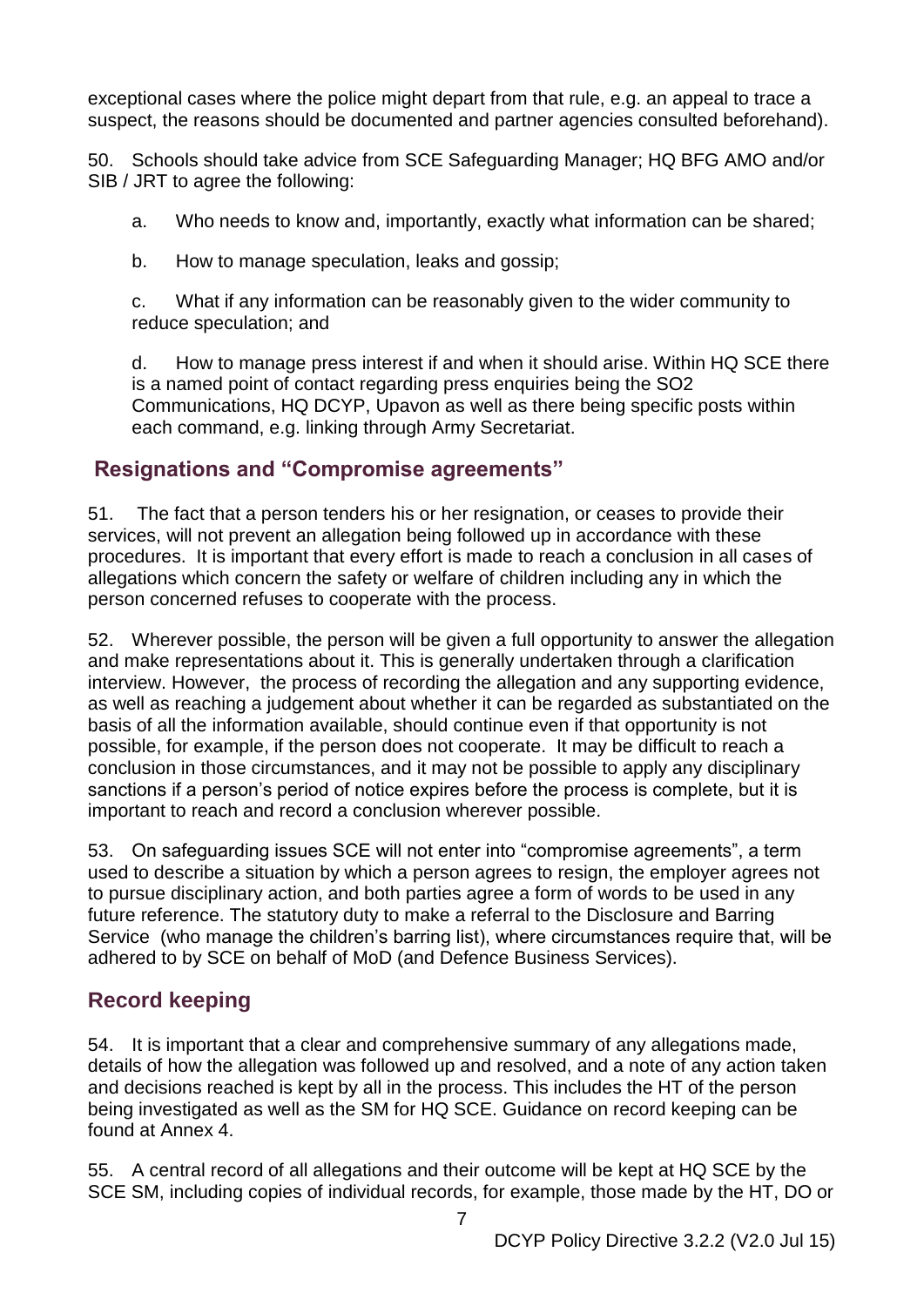exceptional cases where the police might depart from that rule, e.g. an appeal to trace a suspect, the reasons should be documented and partner agencies consulted beforehand).

50. Schools should take advice from SCE Safeguarding Manager; HQ BFG AMO and/or SIB / JRT to agree the following:

a. Who needs to know and, importantly, exactly what information can be shared;

b. How to manage speculation, leaks and gossip;

c. What if any information can be reasonably given to the wider community to reduce speculation; and

d. How to manage press interest if and when it should arise. Within HQ SCE there is a named point of contact regarding press enquiries being the SO2 Communications, HQ DCYP, Upavon as well as there being specific posts within each command, e.g. linking through Army Secretariat.

## Resignations and "Compromise agreements"

51. The fact that a person tenders his or her resignation, or ceases to provide their services, will not prevent an allegation being followed up in accordance with these procedures. It is important that every effort is made to reach a conclusion in all cases of allegations which concern the safety or welfare of children including any in which the person concerned refuses to cooperate with the process.

52. Wherever possible, the person will be given a full opportunity to answer the allegation and make representations about it. This is generally undertaken through a clarification interview. However, the process of recording the allegation and any supporting evidence, as well as reaching a judgement about whether it can be regarded as substantiated on the basis of all the information available, should continue even if that opportunity is not possible, for example, if the person does not cooperate. It may be difficult to reach a conclusion in those circumstances, and it may not be possible to apply any disciplinary sanctions if a person's period of notice expires before the process is complete, but it is important to reach and record a conclusion wherever possible.

53. On safeguarding issues SCE will not enter into "compromise agreements", a term used to describe a situation by which a person agrees to resign, the employer agrees not to pursue disciplinary action, and both parties agree a form of words to be used in any future reference. The statutory duty to make a referral to the Disclosure and Barring Service (who manage the children's barring list), where circumstances require that, will be adhered to by SCE on behalf of MoD (and Defence Business Services).

## Record keeping

54. It is important that a clear and comprehensive summary of any allegations made, details of how the allegation was followed up and resolved, and a note of any action taken and decisions reached is kept by all in the process. This includes the HT of the person being investigated as well as the SM for HQ SCE. Guidance on record keeping can be found at Annex 4.

55. A central record of all allegations and their outcome will be kept at HQ SCE by the SCE SM, including copies of individual records, for example, those made by the HT, DO or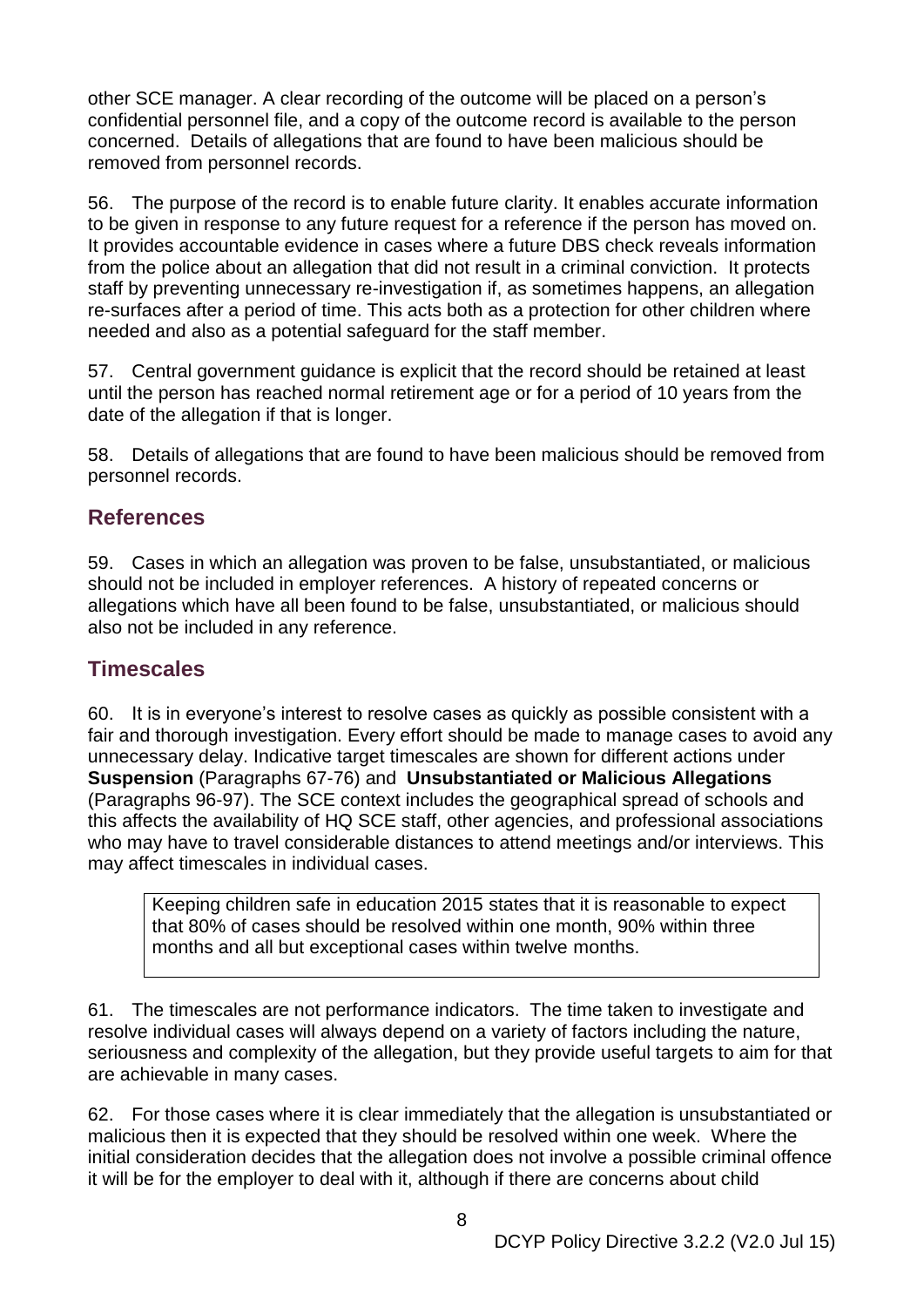other SCE manager. A clear recording of the outcome will be placed on a person's confidential personnel file, and a copy of the outcome record is available to the person concerned. Details of allegations that are found to have been malicious should be removed from personnel records.

56. The purpose of the record is to enable future clarity. It enables accurate information to be given in response to any future request for a reference if the person has moved on. It provides accountable evidence in cases where a future DBS check reveals information from the police about an allegation that did not result in a criminal conviction. It protects staff by preventing unnecessary re-investigation if, as sometimes happens, an allegation re-surfaces after a period of time. This acts both as a protection for other children where needed and also as a potential safeguard for the staff member.

57. Central government guidance is explicit that the record should be retained at least until the person has reached normal retirement age or for a period of 10 years from the date of the allegation if that is longer.

58. Details of allegations that are found to have been malicious should be removed from personnel records.

## References

59. Cases in which an allegation was proven to be false, unsubstantiated, or malicious should not be included in employer references. A history of repeated concerns or allegations which have all been found to be false, unsubstantiated, or malicious should also not be included in any reference.

## Timescales

60. It is in everyone's interest to resolve cases as quickly as possible consistent with a fair and thorough investigation. Every effort should be made to manage cases to avoid any unnecessary delay. Indicative target timescales are shown for different actions under **Suspension** (Paragraphs 67-76) and **Unsubstantiated or Malicious Allegations** (Paragraphs 96-97). The SCE context includes the geographical spread of schools and this affects the availability of HQ SCE staff, other agencies, and professional associations who may have to travel considerable distances to attend meetings and/or interviews. This may affect timescales in individual cases.

> Keeping children safe in education 2015 states that it is reasonable to expect that 80% of cases should be resolved within one month, 90% within three months and all but exceptional cases within twelve months.

61. The timescales are not performance indicators. The time taken to investigate and resolve individual cases will always depend on a variety of factors including the nature, seriousness and complexity of the allegation, but they provide useful targets to aim for that are achievable in many cases.

62. For those cases where it is clear immediately that the allegation is unsubstantiated or malicious then it is expected that they should be resolved within one week. Where the initial consideration decides that the allegation does not involve a possible criminal offence it will be for the employer to deal with it, although if there are concerns about child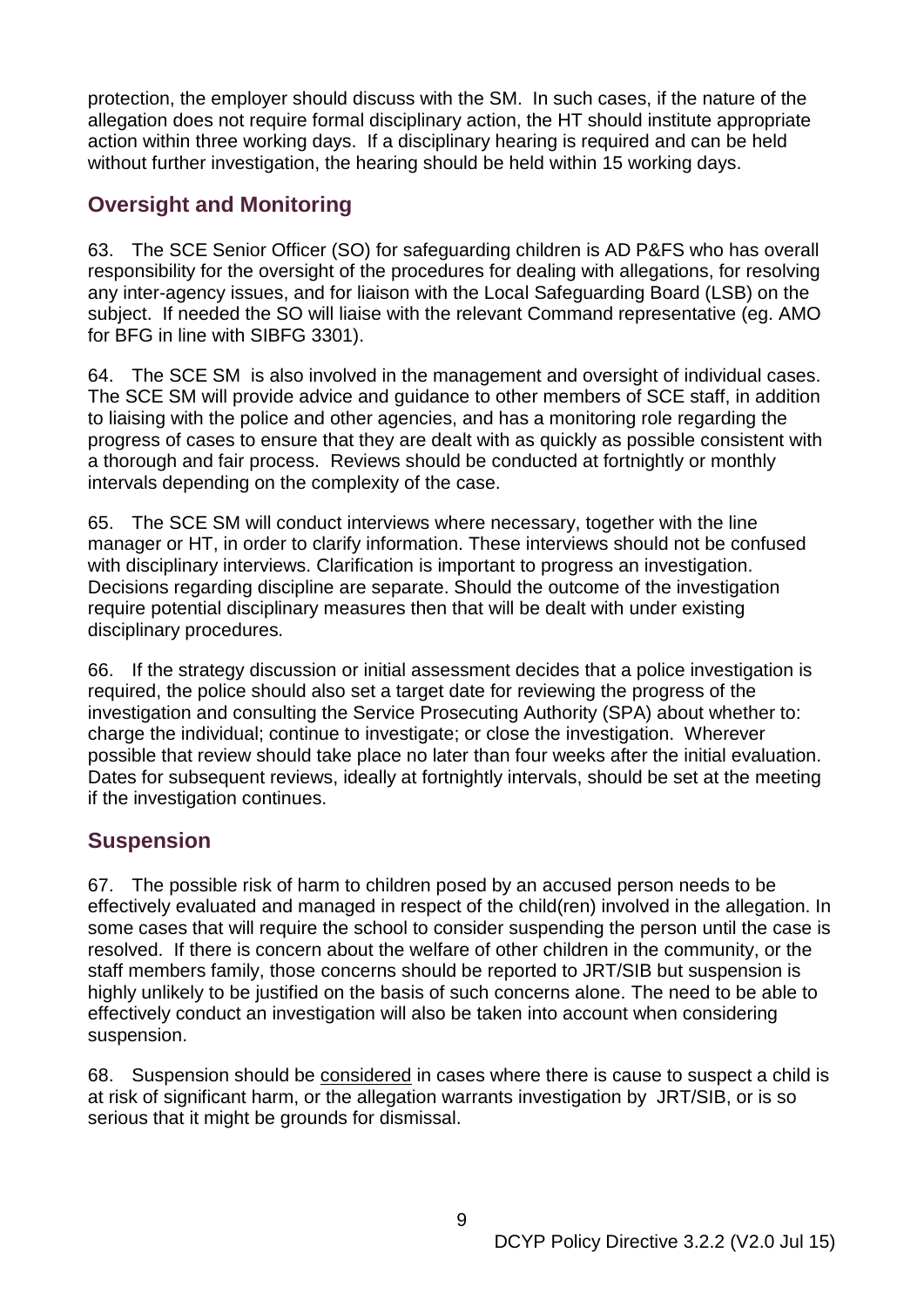protection, the employer should discuss with the SM. In such cases, if the nature of the allegation does not require formal disciplinary action, the HT should institute appropriate action within three working days. If a disciplinary hearing is required and can be held without further investigation, the hearing should be held within 15 working days.

## Oversight and Monitoring

63. The SCE Senior Officer (SO) for safeguarding children is AD P&FS who has overall responsibility for the oversight of the procedures for dealing with allegations, for resolving any inter-agency issues, and for liaison with the Local Safeguarding Board (LSB) on the subject. If needed the SO will liaise with the relevant Command representative (eg. AMO for BFG in line with SIBFG 3301).

64. The SCE SM is also involved in the management and oversight of individual cases. The SCE SM will provide advice and guidance to other members of SCE staff, in addition to liaising with the police and other agencies, and has a monitoring role regarding the progress of cases to ensure that they are dealt with as quickly as possible consistent with a thorough and fair process. Reviews should be conducted at fortnightly or monthly intervals depending on the complexity of the case.

65. The SCE SM will conduct interviews where necessary, together with the line manager or HT, in order to clarify information. These interviews should not be confused with disciplinary interviews. Clarification is important to progress an investigation. Decisions regarding discipline are separate. Should the outcome of the investigation require potential disciplinary measures then that will be dealt with under existing disciplinary procedures.

66. If the strategy discussion or initial assessment decides that a police investigation is required, the police should also set a target date for reviewing the progress of the investigation and consulting the Service Prosecuting Authority (SPA) about whether to: charge the individual; continue to investigate; or close the investigation. Wherever possible that review should take place no later than four weeks after the initial evaluation. Dates for subsequent reviews, ideally at fortnightly intervals, should be set at the meeting if the investigation continues.

## Suspension

67. The possible risk of harm to children posed by an accused person needs to be effectively evaluated and managed in respect of the child(ren) involved in the allegation. In some cases that will require the school to consider suspending the person until the case is resolved. If there is concern about the welfare of other children in the community, or the staff members family, those concerns should be reported to JRT/SIB but suspension is highly unlikely to be justified on the basis of such concerns alone. The need to be able to effectively conduct an investigation will also be taken into account when considering suspension.

68. Suspension should be <u>considered</u> in cases where there is cause to suspect a child is at risk of significant harm, or the allegation warrants investigation by JRT/SIB, or is so serious that it might be grounds for dismissal.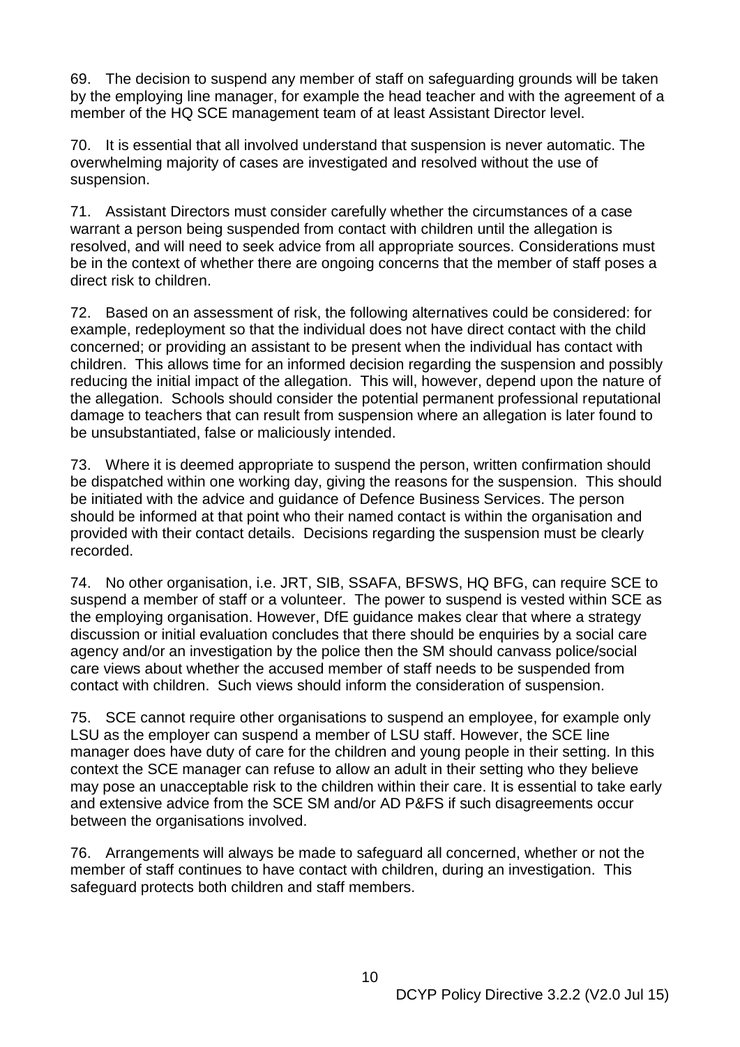69. The decision to suspend any member of staff on safeguarding grounds will be taken by the employing line manager, for example the head teacher and with the agreement of a member of the HQ SCE management team of at least Assistant Director level.

70. It is essential that all involved understand that suspension is never automatic. The overwhelming majority of cases are investigated and resolved without the use of suspension.

71. Assistant Directors must consider carefully whether the circumstances of a case warrant a person being suspended from contact with children until the allegation is resolved, and will need to seek advice from all appropriate sources. Considerations must be in the context of whether there are ongoing concerns that the member of staff poses a direct risk to children.

72. Based on an assessment of risk, the following alternatives could be considered: for example, redeployment so that the individual does not have direct contact with the child concerned; or providing an assistant to be present when the individual has contact with children. This allows time for an informed decision regarding the suspension and possibly reducing the initial impact of the allegation. This will, however, depend upon the nature of the allegation. Schools should consider the potential permanent professional reputational damage to teachers that can result from suspension where an allegation is later found to be unsubstantiated, false or maliciously intended.

73. Where it is deemed appropriate to suspend the person, written confirmation should be dispatched within one working day, giving the reasons for the suspension. This should be initiated with the advice and guidance of Defence Business Services. The person should be informed at that point who their named contact is within the organisation and provided with their contact details. Decisions regarding the suspension must be clearly recorded.

74. No other organisation, i.e. JRT, SIB, SSAFA, BFSWS, HQ BFG, can require SCE to suspend a member of staff or a volunteer. The power to suspend is vested within SCE as the employing organisation. However, DfE guidance makes clear that where a strategy discussion or initial evaluation concludes that there should be enquiries by a social care agency and/or an investigation by the police then the SM should canvass police/social care views about whether the accused member of staff needs to be suspended from contact with children. Such views should inform the consideration of suspension.

75. SCE cannot require other organisations to suspend an employee, for example only LSU as the employer can suspend a member of LSU staff. However, the SCE line manager does have duty of care for the children and young people in their setting. In this context the SCE manager can refuse to allow an adult in their setting who they believe may pose an unacceptable risk to the children within their care. It is essential to take early and extensive advice from the SCE SM and/or AD P&FS if such disagreements occur between the organisations involved.

76. Arrangements will always be made to safeguard all concerned, whether or not the member of staff continues to have contact with children, during an investigation. This safeguard protects both children and staff members.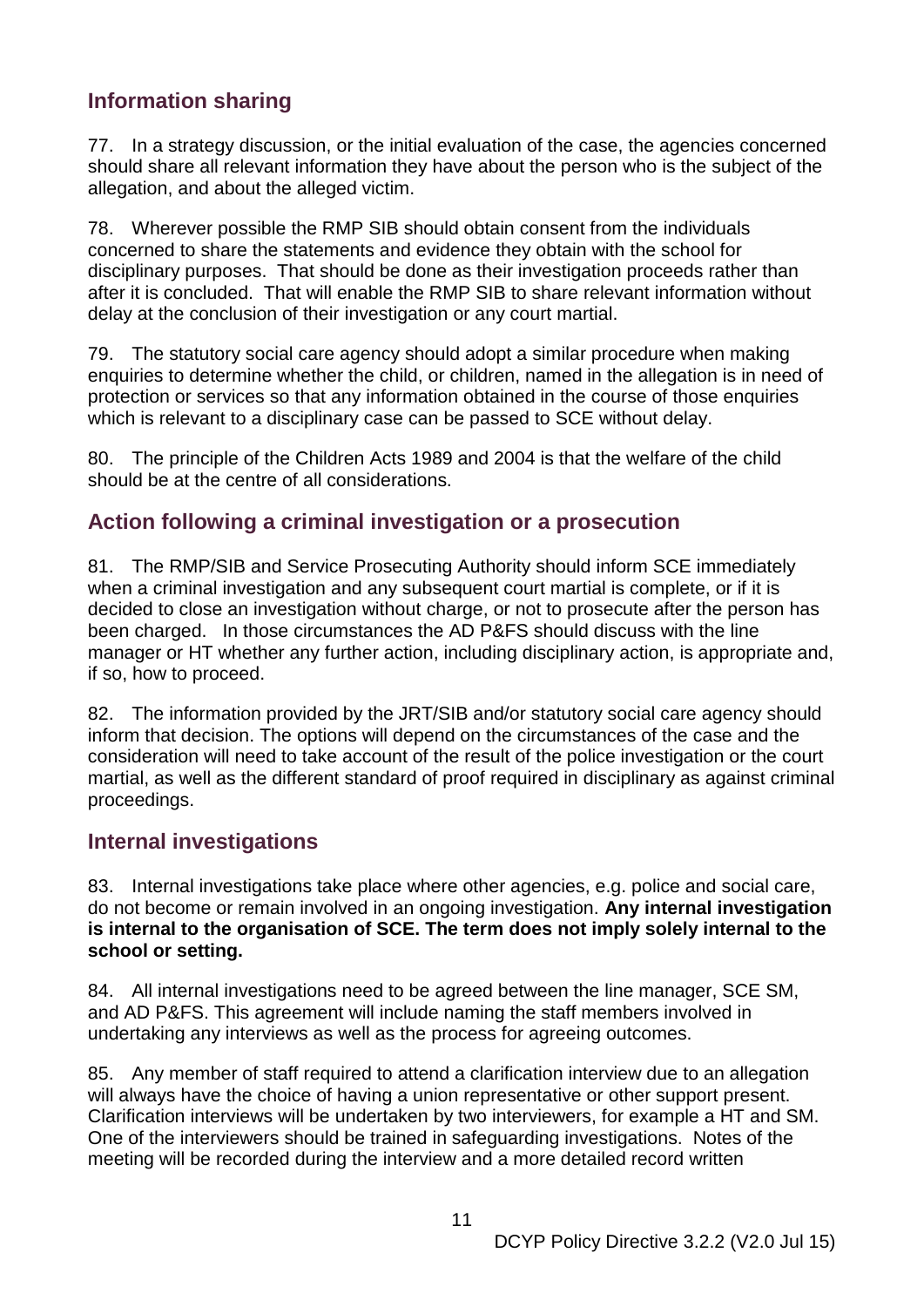## Information sharing

77. In a strategy discussion, or the initial evaluation of the case, the agencies concerned should share all relevant information they have about the person who is the subject of the allegation, and about the alleged victim.

78. Wherever possible the RMP SIB should obtain consent from the individuals concerned to share the statements and evidence they obtain with the school for disciplinary purposes. That should be done as their investigation proceeds rather than after it is concluded. That will enable the RMP SIB to share relevant information without delay at the conclusion of their investigation or any court martial.

79. The statutory social care agency should adopt a similar procedure when making enquiries to determine whether the child, or children, named in the allegation is in need of protection or services so that any information obtained in the course of those enquiries which is relevant to a disciplinary case can be passed to SCE without delay.

80. The principle of the Children Acts 1989 and 2004 is that the welfare of the child should be at the centre of all considerations.

## Action following a criminal investigation or a prosecution

81. The RMP/SIB and Service Prosecuting Authority should inform SCE immediately when a criminal investigation and any subsequent court martial is complete, or if it is decided to close an investigation without charge, or not to prosecute after the person has been charged. In those circumstances the AD P&FS should discuss with the line manager or HT whether any further action, including disciplinary action, is appropriate and, if so, how to proceed.

82. The information provided by the JRT/SIB and/or statutory social care agency should inform that decision. The options will depend on the circumstances of the case and the consideration will need to take account of the result of the police investigation or the court martial, as well as the different standard of proof required in disciplinary as against criminal proceedings.

## Internal investigations

83. Internal investigations take place where other agencies, e.g. police and social care, do not become or remain involved in an ongoing investigation. **Any internal investigation is internal to the organisation of SCE. The term does not imply solely internal to the school or setting.**

84. All internal investigations need to be agreed between the line manager, SCE SM, and AD P&FS. This agreement will include naming the staff members involved in undertaking any interviews as well as the process for agreeing outcomes.

85. Any member of staff required to attend a clarification interview due to an allegation will always have the choice of having a union representative or other support present. Clarification interviews will be undertaken by two interviewers, for example a HT and SM. One of the interviewers should be trained in safeguarding investigations. Notes of the meeting will be recorded during the interview and a more detailed record written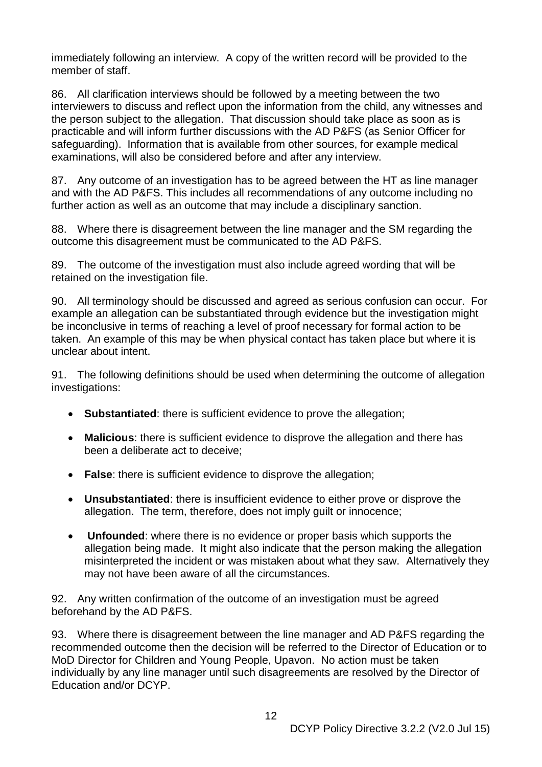immediately following an interview. A copy of the written record will be provided to the member of staff.

86. All clarification interviews should be followed by a meeting between the two interviewers to discuss and reflect upon the information from the child, any witnesses and the person subject to the allegation. That discussion should take place as soon as is practicable and will inform further discussions with the AD P&FS (as Senior Officer for safeguarding). Information that is available from other sources, for example medical examinations, will also be considered before and after any interview.

87. Any outcome of an investigation has to be agreed between the HT as line manager and with the AD P&FS. This includes all recommendations of any outcome including no further action as well as an outcome that may include a disciplinary sanction.

88. Where there is disagreement between the line manager and the SM regarding the outcome this disagreement must be communicated to the AD P&FS.

89. The outcome of the investigation must also include agreed wording that will be retained on the investigation file.

90. All terminology should be discussed and agreed as serious confusion can occur. For example an allegation can be substantiated through evidence but the investigation might be inconclusive in terms of reaching a level of proof necessary for formal action to be taken. An example of this may be when physical contact has taken place but where it is unclear about intent.

91. The following definitions should be used when determining the outcome of allegation investigations:

- **Substantiated**: there is sufficient evidence to prove the allegation;
- **Malicious**: there is sufficient evidence to disprove the allegation and there has been a deliberate act to deceive;
- **False**: there is sufficient evidence to disprove the allegation;
- **Unsubstantiated**: there is insufficient evidence to either prove or disprove the allegation. The term, therefore, does not imply guilt or innocence;
- **Unfounded**: where there is no evidence or proper basis which supports the allegation being made. It might also indicate that the person making the allegation misinterpreted the incident or was mistaken about what they saw. Alternatively they may not have been aware of all the circumstances.

92. Any written confirmation of the outcome of an investigation must be agreed beforehand by the AD P&FS.

93. Where there is disagreement between the line manager and AD P&FS regarding the recommended outcome then the decision will be referred to the Director of Education or to MoD Director for Children and Young People, Upavon. No action must be taken individually by any line manager until such disagreements are resolved by the Director of Education and/or DCYP.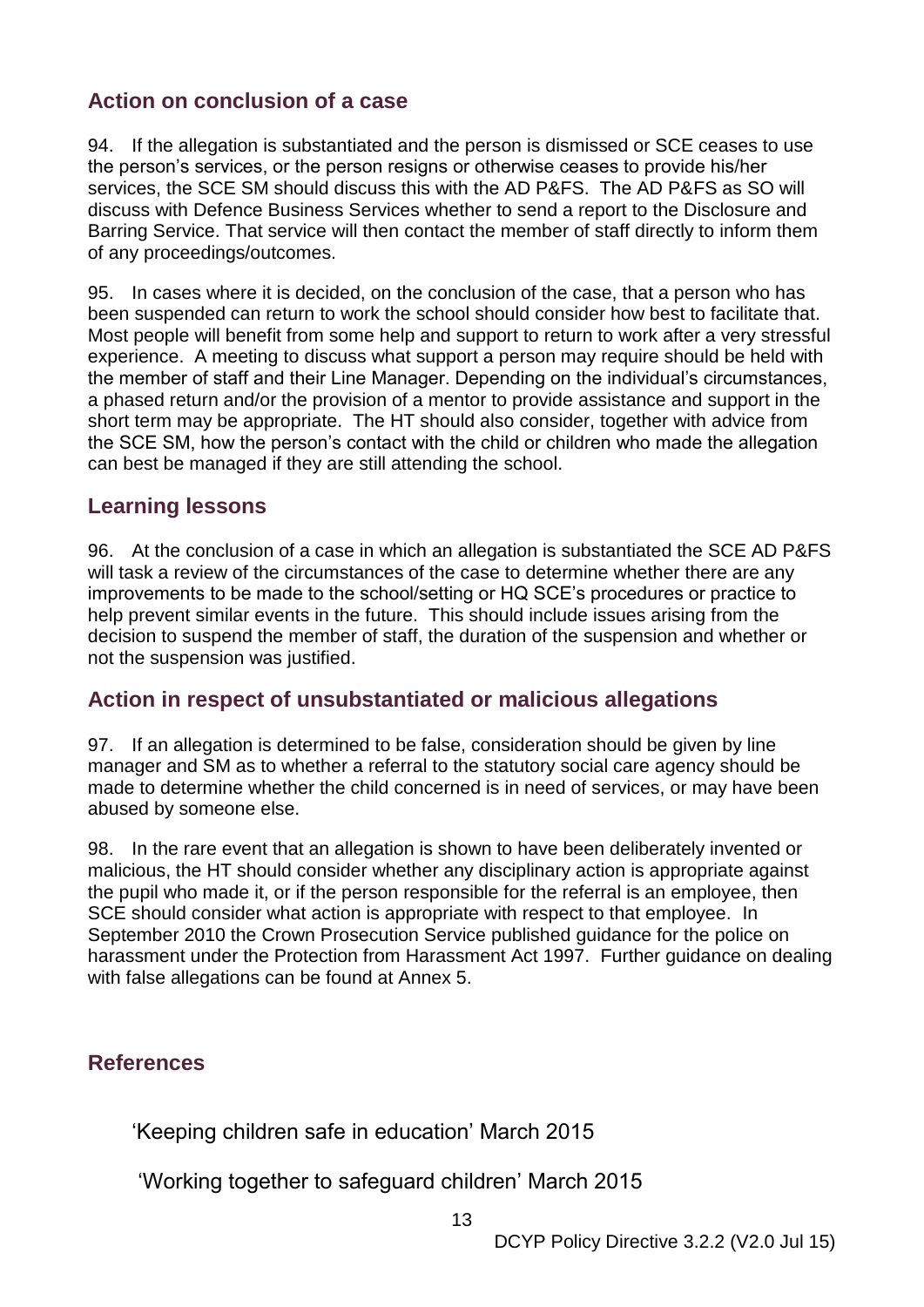## Action on conclusion of a case

94. If the allegation is substantiated and the person is dismissed or SCE ceases to use the person's services, or the person resigns or otherwise ceases to provide his/her services, the SCE SM should discuss this with the AD P&FS. The AD P&FS as SO will discuss with Defence Business Services whether to send a report to the Disclosure and Barring Service. That service will then contact the member of staff directly to inform them of any proceedings/outcomes.

95. In cases where it is decided, on the conclusion of the case, that a person who has been suspended can return to work the school should consider how best to facilitate that. Most people will benefit from some help and support to return to work after a very stressful experience. A meeting to discuss what support a person may require should be held with the member of staff and their Line Manager. Depending on the individual's circumstances, a phased return and/or the provision of a mentor to provide assistance and support in the short term may be appropriate. The HT should also consider, together with advice from the SCE SM, how the person's contact with the child or children who made the allegation can best be managed if they are still attending the school.

## Learning lessons

96. At the conclusion of a case in which an allegation is substantiated the SCE AD P&FS will task a review of the circumstances of the case to determine whether there are any improvements to be made to the school/setting or HQ SCE's procedures or practice to help prevent similar events in the future. This should include issues arising from the decision to suspend the member of staff, the duration of the suspension and whether or not the suspension was justified.

## Action in respect of unsubstantiated or malicious allegations

97. If an allegation is determined to be false, consideration should be given by line manager and SM as to whether a referral to the statutory social care agency should be made to determine whether the child concerned is in need of services, or may have been abused by someone else.

98. In the rare event that an allegation is shown to have been deliberately invented or malicious, the HT should consider whether any disciplinary action is appropriate against the pupil who made it, or if the person responsible for the referral is an employee, then SCE should consider what action is appropriate with respect to that employee. In September 2010 the Crown Prosecution Service published guidance for the police on harassment under the Protection from Harassment Act 1997. Further guidance on dealing with false allegations can be found at Annex 5.

## References

'Keeping children safe in education' March 2015

'Working together to safeguard children' March 2015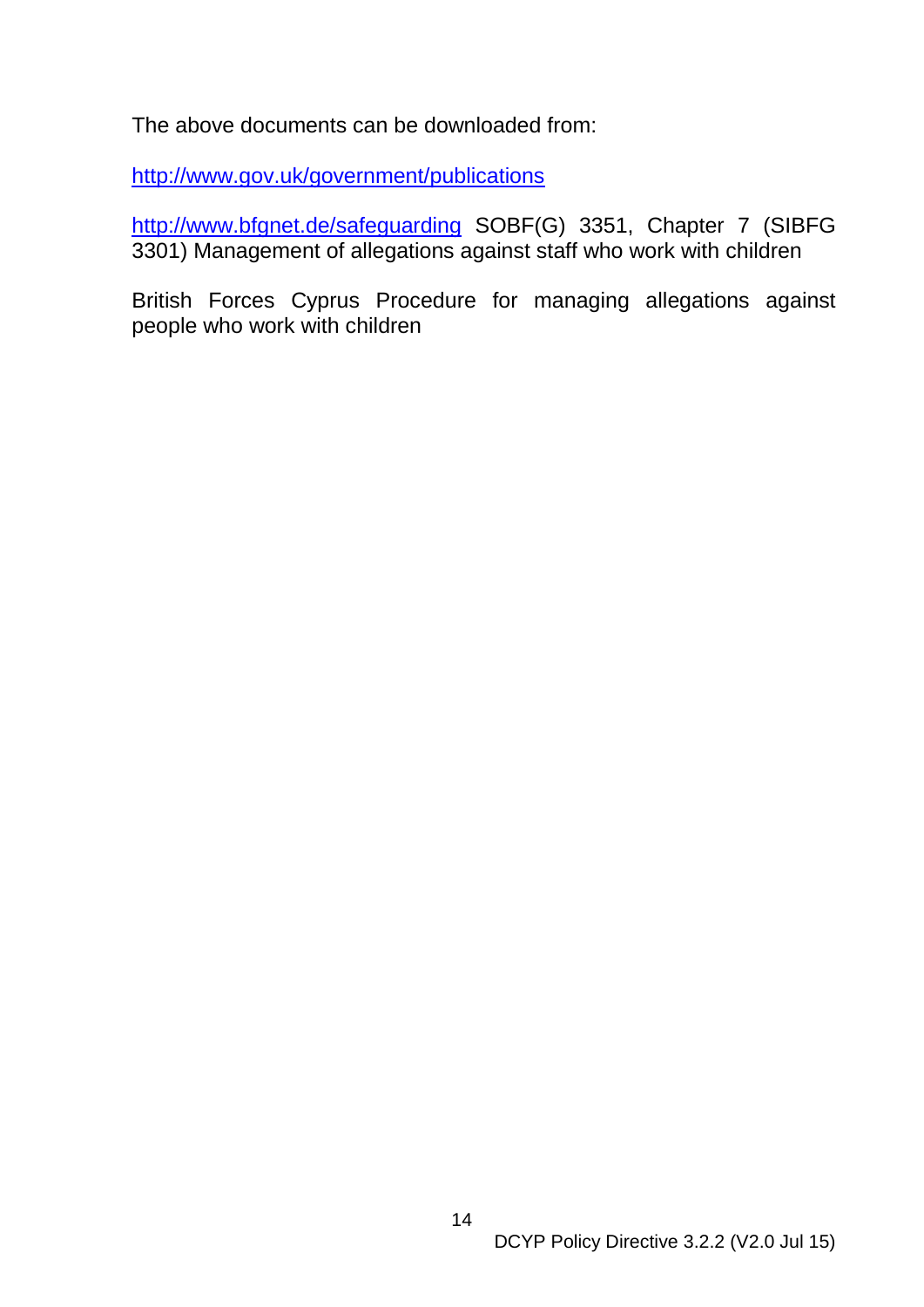The above documents can be downloaded from:

[http://www.gov.uk/government/publications](http://www.gov.uk/government/publications)

[http://www.bfgnet.de/safeguarding](http://www.bfgnet.de/safeguarding) SOBF(G) 3351, Chapter 7 (SIBFG 3301) Management of allegations against staff who work with children

British Forces Cyprus Procedure for managing allegations against people who work with children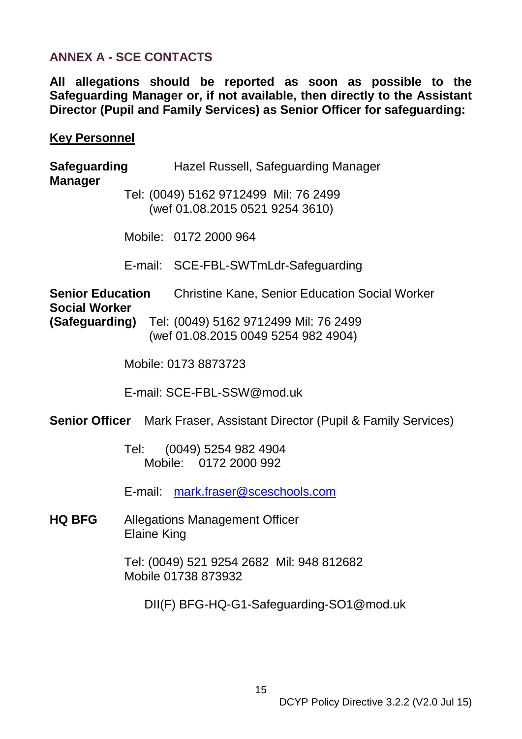## ANNEX A - SCE CONTACTS

**All allegations should be reported as soon as possible to the Safeguarding Manager or, if not available, then directly to the Assistant Director (Pupil and Family Services) as Senior Officer for safeguarding:**

**Key Personnel**

**Safeguarding Manager** Hazel Russell, Safeguarding Manager

Tel: (0049) 5162 9712499 Mil: 76 2499
(wef 01.08.2015 0521 9254 3610)

Mobile: 0172 2000 964

E-mail: SCE-FBL-SWTmLdr-Safeguarding

**Senior Education Social Worker (Safeguarding)** Christine Kane, Senior Education Social Worker

Tel: (0049) 5162 9712499 Mil: 76 2499
(wef 01.08.2015 0049 5254 982 4904)

Mobile: 0173 8873723

E-mail: SCE-FBL-SSW@mod.uk

**Senior Officer** Mark Fraser, Assistant Director (Pupil & Family Services)

Tel: (0049) 5254 982 4904
Mobile: 0172 2000 992

E-mail: mark.fraser@sceschools.com

**HQ BFG** Allegations Management Officer
Elaine King

Tel: (0049) 521 9254 2682 Mil: 948 812682
Mobile 01738 873932

DII(F) BFG-HQ-G1-Safeguarding-SO1@mod.uk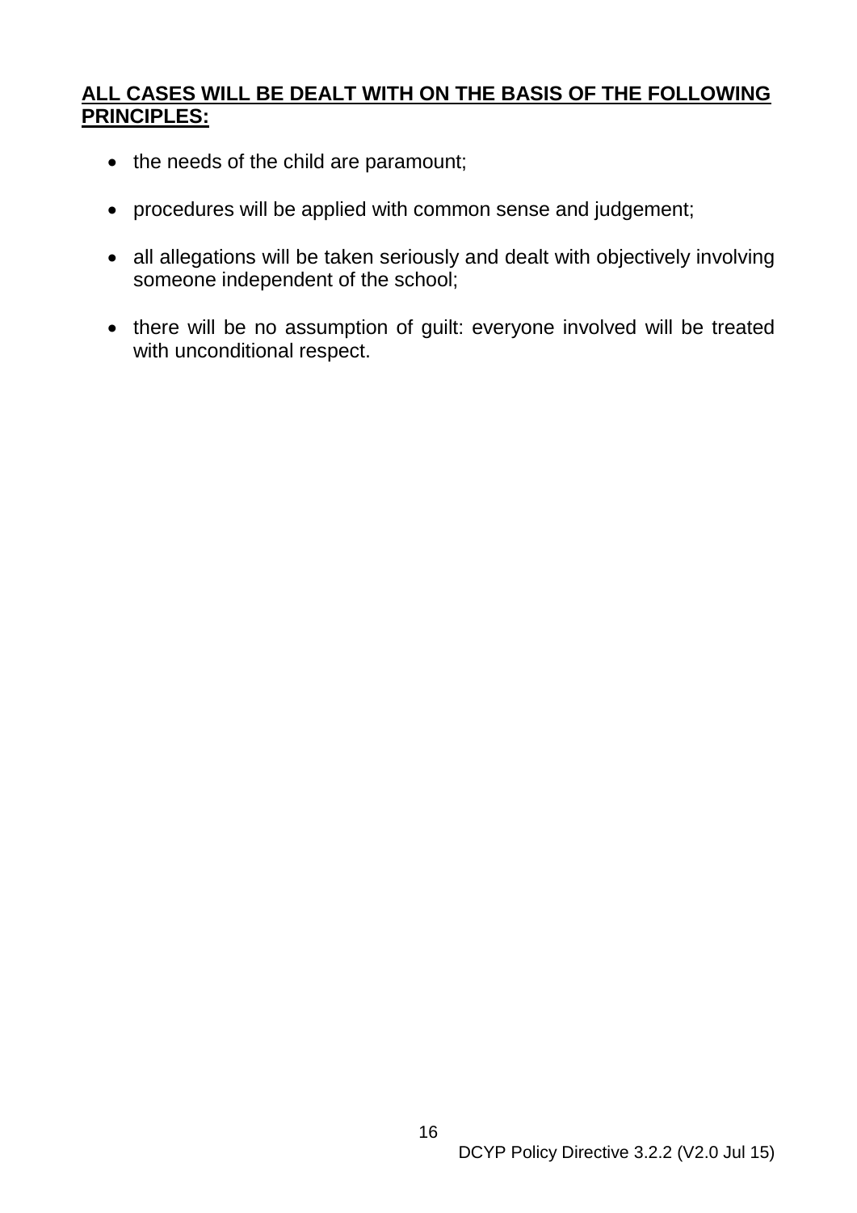**ALL CASES WILL BE DEALT WITH ON THE BASIS OF THE FOLLOWING PRINCIPLES:**

- the needs of the child are paramount;
- procedures will be applied with common sense and judgement;
- all allegations will be taken seriously and dealt with objectively involving someone independent of the school;
- there will be no assumption of guilt: everyone involved will be treated with unconditional respect.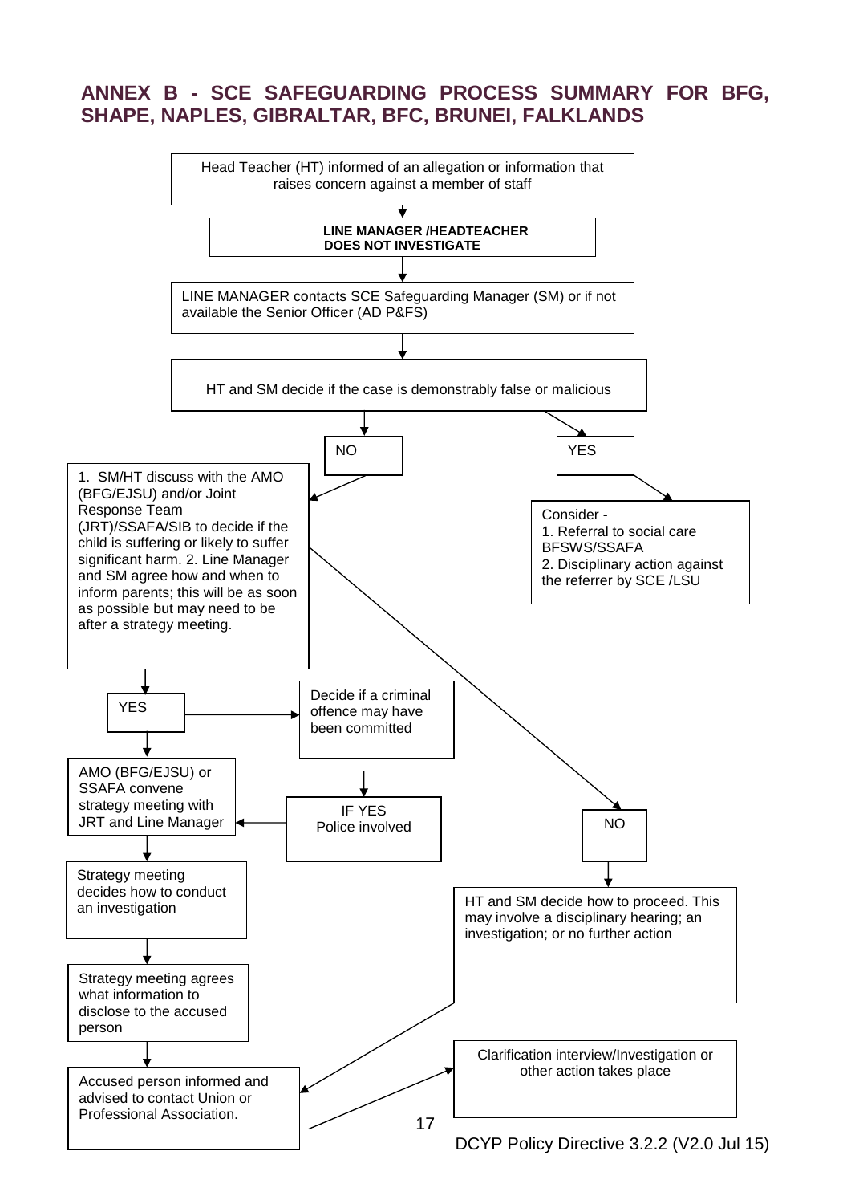## ANNEX B - SCE SAFEGUARDING PROCESS SUMMARY FOR BFG, SHAPE, NAPLES, GIBRALTAR, BFC, BRUNEI, FALKLANDS

Head Teacher (HT) informed of an allegation or information that raises concern against a member of staff

**LINE MANAGER /HEADTEACHER DOES NOT INVESTIGATE**

LINE MANAGER contacts SCE Safeguarding Manager (SM) or if not available the Senior Officer (AD P&FS)

HT and SM decide if the case is demonstrably false or malicious

NO

YES

Consider -
1. Referral to social care BFSWS/SSAFA
2. Disciplinary action against the referrer by SCE /LSU

1. SM/HT discuss with the AMO (BFG/EJSU) and/or Joint Response Team (JRT)/SSAFA/SIB to decide if the child is suffering or likely to suffer significant harm. 2. Line Manager and SM agree how and when to inform parents; this will be as soon as possible but may need to be after a strategy meeting.

YES

Decide if a criminal offence may have been committed

IF YES Police involved

AMO (BFG/EJSU) or SSAFA convene strategy meeting with JRT and Line Manager

Strategy meeting decides how to conduct an investigation

Strategy meeting agrees what information to disclose to the accused person

Accused person informed and advised to contact Union or Professional Association.

NO

HT and SM decide how to proceed. This may involve a disciplinary hearing; an investigation; or no further action

Clarification interview/Investigation or other action takes place

DCYP Policy Directive 3.2.2 (V2.0 Jul 15)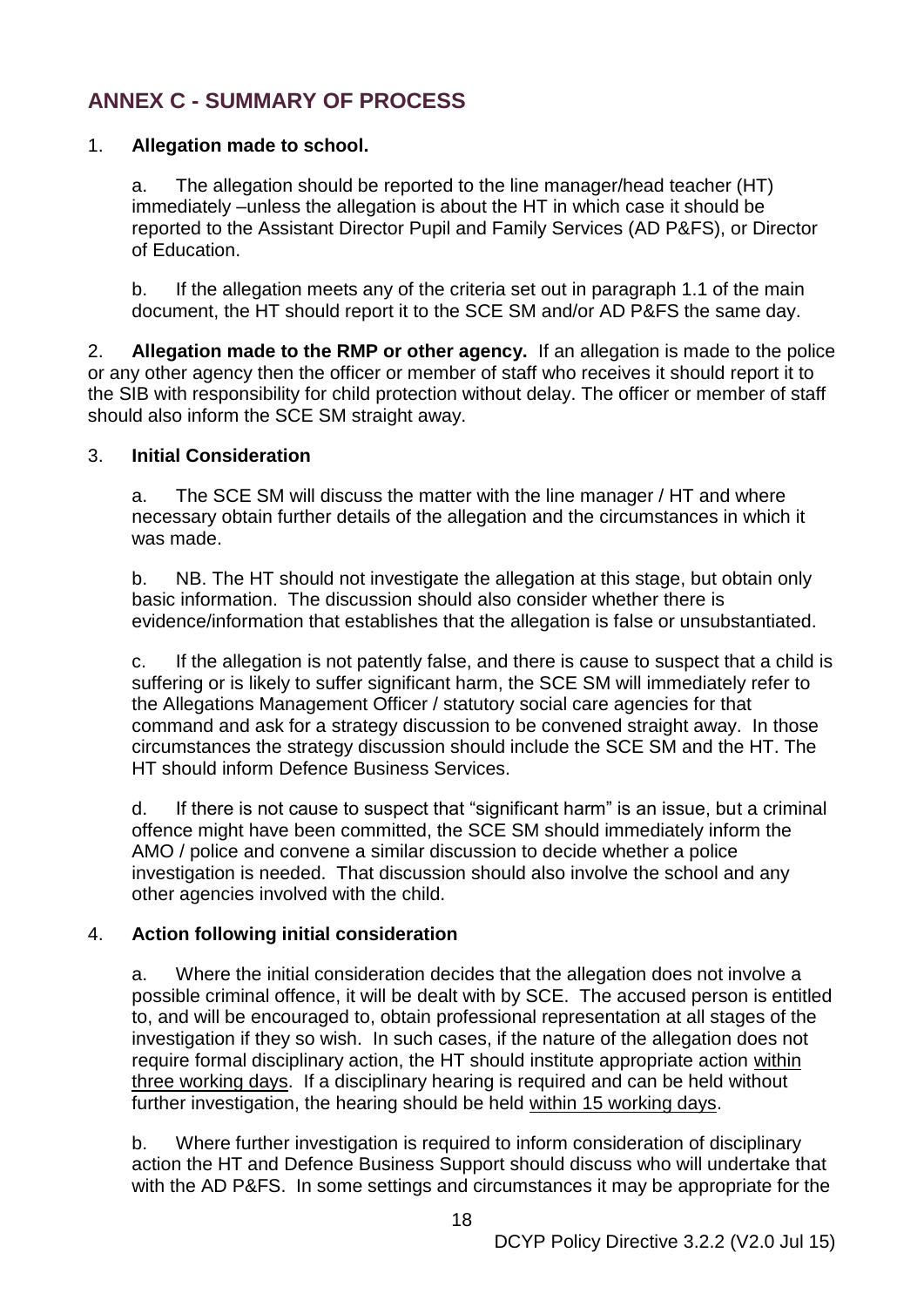## ANNEX C - SUMMARY OF PROCESS

1. **Allegation made to school.**

   a. The allegation should be reported to the line manager/head teacher (HT) immediately –unless the allegation is about the HT in which case it should be reported to the Assistant Director Pupil and Family Services (AD P&FS), or Director of Education.

   b. If the allegation meets any of the criteria set out in paragraph 1.1 of the main document, the HT should report it to the SCE SM and/or AD P&FS the same day.

2. **Allegation made to the RMP or other agency.** If an allegation is made to the police or any other agency then the officer or member of staff who receives it should report it to the SIB with responsibility for child protection without delay. The officer or member of staff should also inform the SCE SM straight away.

3. **Initial Consideration**

   a. The SCE SM will discuss the matter with the line manager / HT and where necessary obtain further details of the allegation and the circumstances in which it was made.

   b. NB. The HT should not investigate the allegation at this stage, but obtain only basic information. The discussion should also consider whether there is evidence/information that establishes that the allegation is false or unsubstantiated.

   c. If the allegation is not patently false, and there is cause to suspect that a child is suffering or is likely to suffer significant harm, the SCE SM will immediately refer to the Allegations Management Officer / statutory social care agencies for that command and ask for a strategy discussion to be convened straight away. In those circumstances the strategy discussion should include the SCE SM and the HT. The HT should inform Defence Business Services.

   d. If there is not cause to suspect that "significant harm" is an issue, but a criminal offence might have been committed, the SCE SM should immediately inform the AMO / police and convene a similar discussion to decide whether a police investigation is needed. That discussion should also involve the school and any other agencies involved with the child.

4. **Action following initial consideration**

   a. Where the initial consideration decides that the allegation does not involve a possible criminal offence, it will be dealt with by SCE. The accused person is entitled to, and will be encouraged to, obtain professional representation at all stages of the investigation if they so wish. In such cases, if the nature of the allegation does not require formal disciplinary action, the HT should institute appropriate action <u>within three working days</u>. If a disciplinary hearing is required and can be held without further investigation, the hearing should be held <u>within 15 working days</u>.

   b. Where further investigation is required to inform consideration of disciplinary action the HT and Defence Business Support should discuss who will undertake that with the AD P&FS. In some settings and circumstances it may be appropriate for the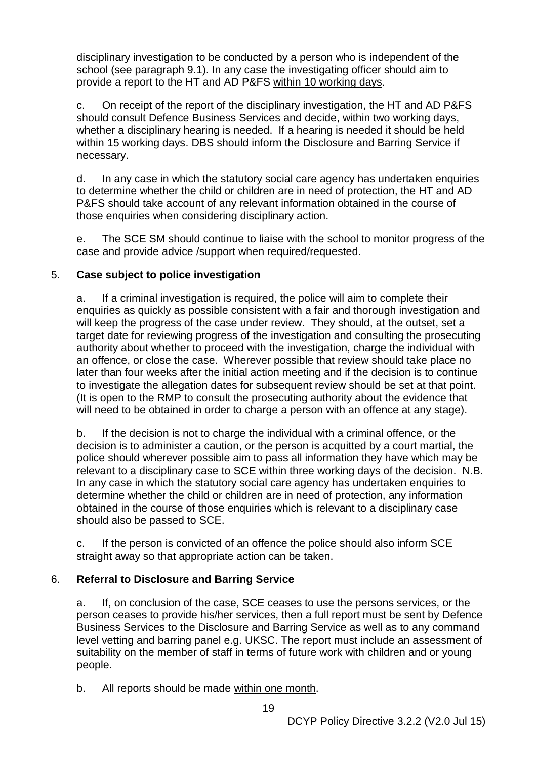disciplinary investigation to be conducted by a person who is independent of the school (see paragraph 9.1). In any case the investigating officer should aim to provide a report to the HT and AD P&FS within 10 working days.

c. On receipt of the report of the disciplinary investigation, the HT and AD P&FS should consult Defence Business Services and decide, within two working days, whether a disciplinary hearing is needed. If a hearing is needed it should be held within 15 working days. DBS should inform the Disclosure and Barring Service if necessary.

d. In any case in which the statutory social care agency has undertaken enquiries to determine whether the child or children are in need of protection, the HT and AD P&FS should take account of any relevant information obtained in the course of those enquiries when considering disciplinary action.

e. The SCE SM should continue to liaise with the school to monitor progress of the case and provide advice /support when required/requested.

5. **Case subject to police investigation**

a. If a criminal investigation is required, the police will aim to complete their enquiries as quickly as possible consistent with a fair and thorough investigation and will keep the progress of the case under review. They should, at the outset, set a target date for reviewing progress of the investigation and consulting the prosecuting authority about whether to proceed with the investigation, charge the individual with an offence, or close the case. Wherever possible that review should take place no later than four weeks after the initial action meeting and if the decision is to continue to investigate the allegation dates for subsequent review should be set at that point. (It is open to the RMP to consult the prosecuting authority about the evidence that will need to be obtained in order to charge a person with an offence at any stage).

b. If the decision is not to charge the individual with a criminal offence, or the decision is to administer a caution, or the person is acquitted by a court martial, the police should wherever possible aim to pass all information they have which may be relevant to a disciplinary case to SCE within three working days of the decision. N.B. In any case in which the statutory social care agency has undertaken enquiries to determine whether the child or children are in need of protection, any information obtained in the course of those enquiries which is relevant to a disciplinary case should also be passed to SCE.

c. If the person is convicted of an offence the police should also inform SCE straight away so that appropriate action can be taken.

6. **Referral to Disclosure and Barring Service**

a. If, on conclusion of the case, SCE ceases to use the persons services, or the person ceases to provide his/her services, then a full report must be sent by Defence Business Services to the Disclosure and Barring Service as well as to any command level vetting and barring panel e.g. UKSC. The report must include an assessment of suitability on the member of staff in terms of future work with children and or young people.

b. All reports should be made within one month.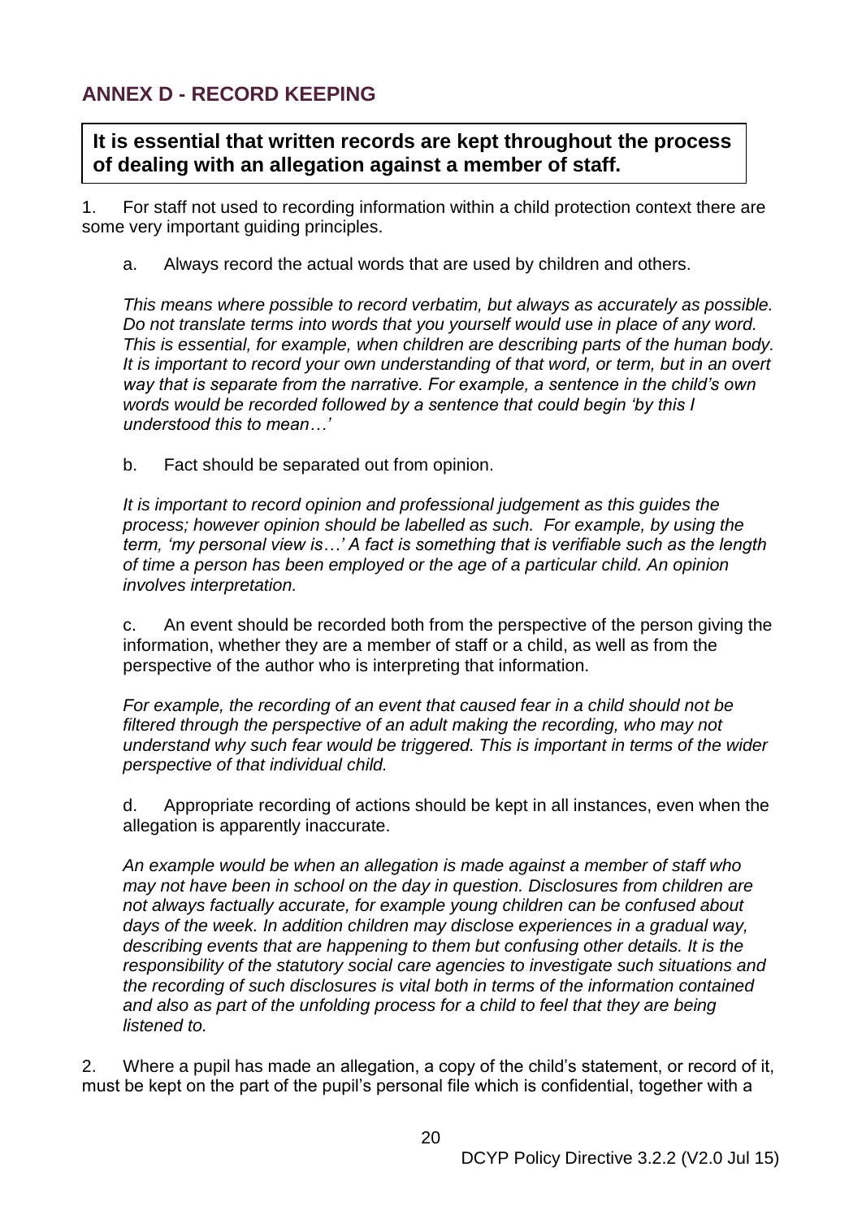## ANNEX D - RECORD KEEPING

**It is essential that written records are kept throughout the process of dealing with an allegation against a member of staff.**

1. For staff not used to recording information within a child protection context there are some very important guiding principles.

   a. Always record the actual words that are used by children and others.

   *This means where possible to record verbatim, but always as accurately as possible. Do not translate terms into words that you yourself would use in place of any word. This is essential, for example, when children are describing parts of the human body. It is important to record your own understanding of that word, or term, but in an overt way that is separate from the narrative. For example, a sentence in the child's own words would be recorded followed by a sentence that could begin 'by this I understood this to mean…'*

   b. Fact should be separated out from opinion.

   *It is important to record opinion and professional judgement as this guides the process; however opinion should be labelled as such. For example, by using the term, 'my personal view is…' A fact is something that is verifiable such as the length of time a person has been employed or the age of a particular child. An opinion involves interpretation.*

   c. An event should be recorded both from the perspective of the person giving the information, whether they are a member of staff or a child, as well as from the perspective of the author who is interpreting that information.

   *For example, the recording of an event that caused fear in a child should not be filtered through the perspective of an adult making the recording, who may not understand why such fear would be triggered. This is important in terms of the wider perspective of that individual child.*

   d. Appropriate recording of actions should be kept in all instances, even when the allegation is apparently inaccurate.

   *An example would be when an allegation is made against a member of staff who may not have been in school on the day in question. Disclosures from children are not always factually accurate, for example young children can be confused about days of the week. In addition children may disclose experiences in a gradual way, describing events that are happening to them but confusing other details. It is the responsibility of the statutory social care agencies to investigate such situations and the recording of such disclosures is vital both in terms of the information contained and also as part of the unfolding process for a child to feel that they are being listened to.*

2. Where a pupil has made an allegation, a copy of the child's statement, or record of it, must be kept on the part of the pupil's personal file which is confidential, together with a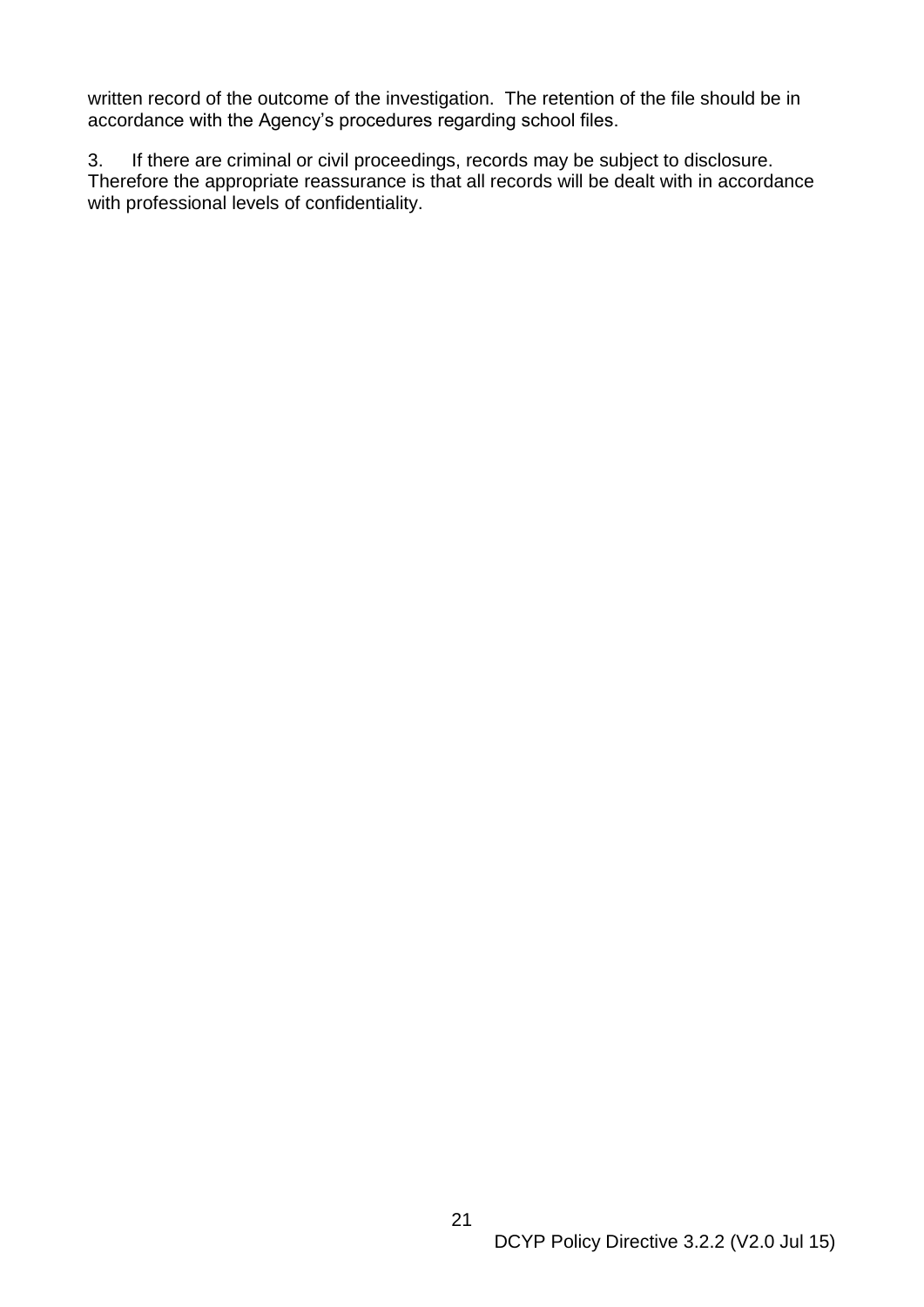written record of the outcome of the investigation. The retention of the file should be in accordance with the Agency's procedures regarding school files.

3. If there are criminal or civil proceedings, records may be subject to disclosure. Therefore the appropriate reassurance is that all records will be dealt with in accordance with professional levels of confidentiality.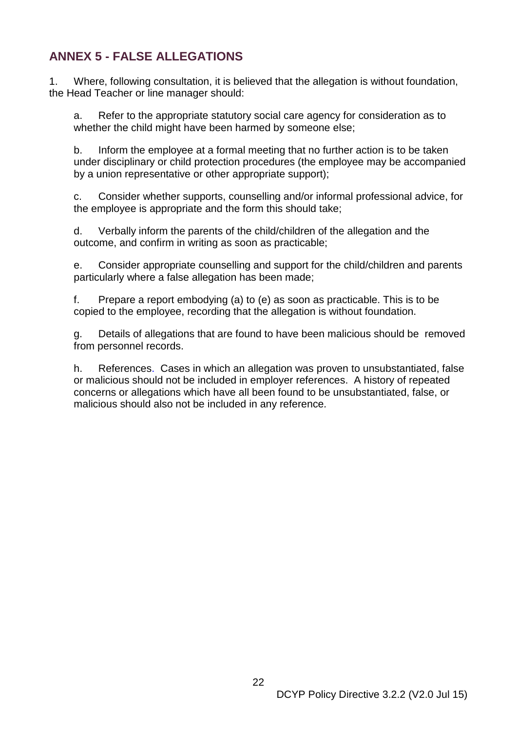## ANNEX 5 - FALSE ALLEGATIONS

1. Where, following consultation, it is believed that the allegation is without foundation, the Head Teacher or line manager should:

   a. Refer to the appropriate statutory social care agency for consideration as to whether the child might have been harmed by someone else;

   b. Inform the employee at a formal meeting that no further action is to be taken under disciplinary or child protection procedures (the employee may be accompanied by a union representative or other appropriate support);

   c. Consider whether supports, counselling and/or informal professional advice, for the employee is appropriate and the form this should take;

   d. Verbally inform the parents of the child/children of the allegation and the outcome, and confirm in writing as soon as practicable;

   e. Consider appropriate counselling and support for the child/children and parents particularly where a false allegation has been made;

   f. Prepare a report embodying (a) to (e) as soon as practicable. This is to be copied to the employee, recording that the allegation is without foundation.

   g. Details of allegations that are found to have been malicious should be removed from personnel records.

   h. References. Cases in which an allegation was proven to unsubstantiated, false or malicious should not be included in employer references. A history of repeated concerns or allegations which have all been found to be unsubstantiated, false, or malicious should also not be included in any reference.